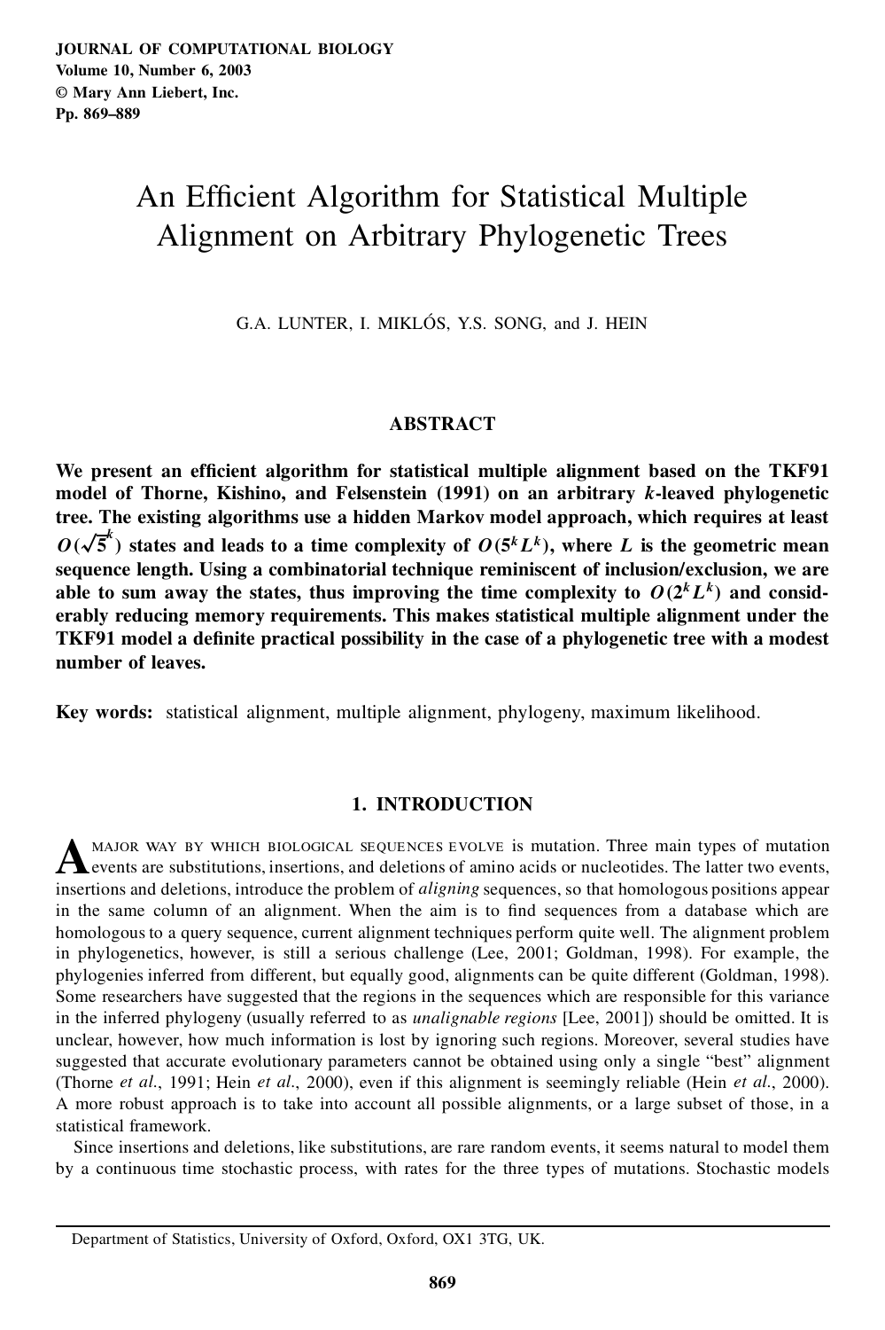# An Efficient Algorithm for Statistical Multiple Alignment on Arbitrary Phylogenetic Trees

G.A. LUNTER, I. MIKLÓS, Y.S. SONG, and J. HEIN

## ABSTRACT

**We present an efficient algorithm for statistical multiple alignment based on the TKF91 model of Thorne, Kishino, and Felsenstein (1991) on an arbitrary $k$-leaved phylogenetic tree. The existing algorithms use a hidden Markov model approach, which requires at least $O(\sqrt{5}^k)$ states and leads to a time complexity of $O(5^k L^k)$, where $L$ is the geometric mean sequence length. Using a combinatorial technique reminiscent of inclusion/exclusion, we are able to sum away the states, thus improving the time complexity to $O(2^k L^k)$ and considerably reducing memory requirements. This makes statistical multiple alignment under the TKF91 model a definite practical possibility in the case of a phylogenetic tree with a modest number of leaves.**

**Key words:** statistical alignment, multiple alignment, phylogeny, maximum likelihood.

## 1. INTRODUCTION

A major way by which biological sequences evolve is mutation. Three main types of mutation events are substitutions, insertions, and deletions of amino acids or nucleotides. The latter two events, insertions and deletions, introduce the problem of *aligning* sequences, so that homologous positions appear in the same column of an alignment. When the aim is to find sequences from a database which are homologous to a query sequence, current alignment techniques perform quite well. The alignment problem in phylogenetics, however, is still a serious challenge (Lee, 2001; Goldman, 1998). For example, the phylogenies inferred from different, but equally good, alignments can be quite different (Goldman, 1998). Some researchers have suggested that the regions in the sequences which are responsible for this variance in the inferred phylogeny (usually referred to as *unalignable regions* [Lee, 2001]) should be omitted. It is unclear, however, how much information is lost by ignoring such regions. Moreover, several studies have suggested that accurate evolutionary parameters cannot be obtained using only a single "best" alignment (Thorne *et al.*, 1991; Hein *et al.*, 2000), even if this alignment is seemingly reliable (Hein *et al.*, 2000). A more robust approach is to take into account all possible alignments, or a large subset of those, in a statistical framework.

Since insertions and deletions, like substitutions, are rare random events, it seems natural to model them by a continuous time stochastic process, with rates for the three types of mutations. Stochastic models

Department of Statistics, University of Oxford, Oxford, OX1 3TG, UK.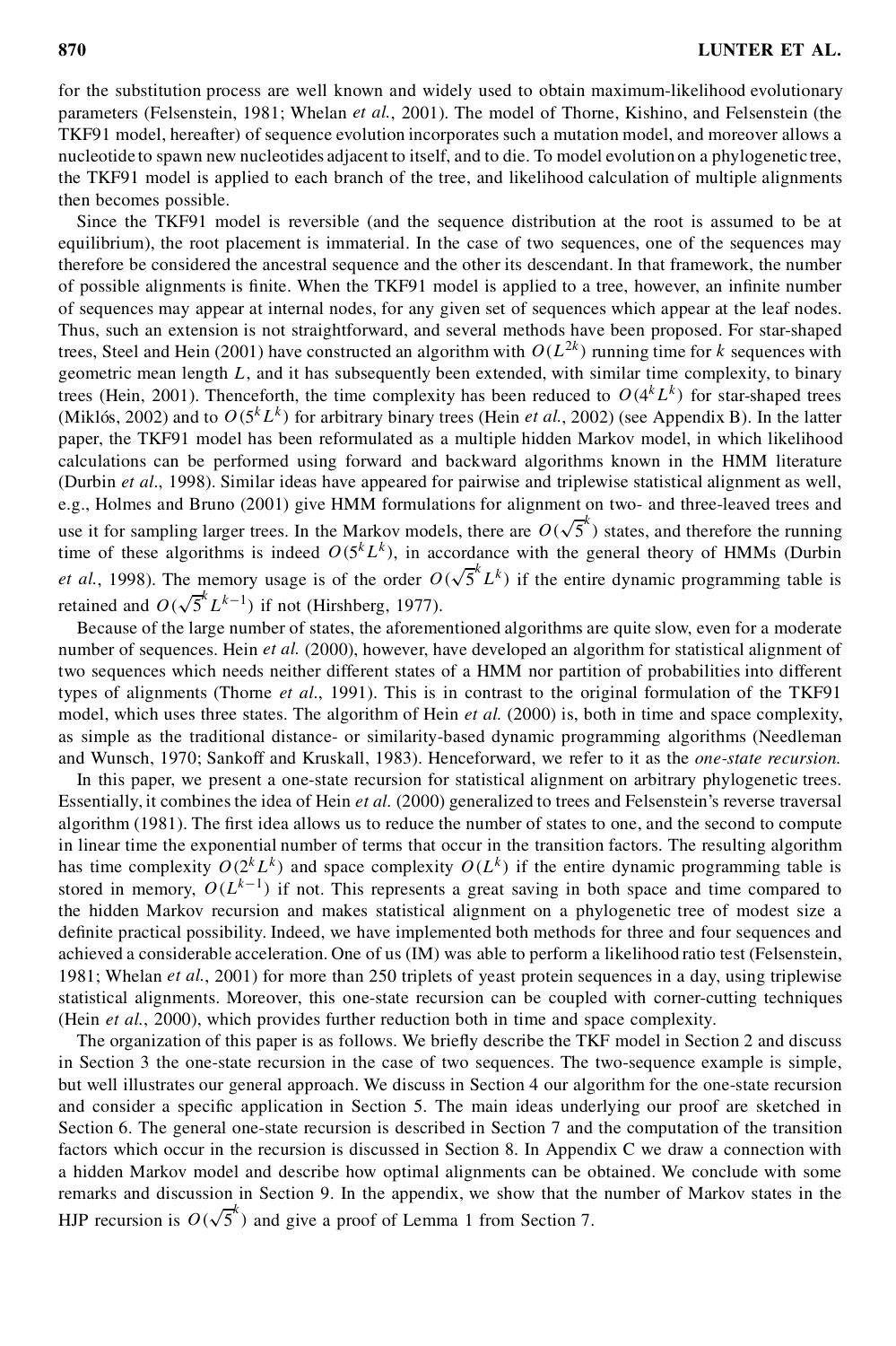for the substitution process are well known and widely used to obtain maximum-likelihood evolutionary parameters (Felsenstein, 1981; Whelan *et al.*, 2001). The model of Thorne, Kishino, and Felsenstein (the TKF91 model, hereafter) of sequence evolution incorporates such a mutation model, and moreover allows a nucleotide to spawn new nucleotides adjacent to itself, and to die. To model evolution on a phylogenetic tree, the TKF91 model is applied to each branch of the tree, and likelihood calculation of multiple alignments then becomes possible.

Since the TKF91 model is reversible (and the sequence distribution at the root is assumed to be at equilibrium), the root placement is immaterial. In the case of two sequences, one of the sequences may therefore be considered the ancestral sequence and the other its descendant. In that framework, the number of possible alignments is finite. When the TKF91 model is applied to a tree, however, an infinite number of sequences may appear at internal nodes, for any given set of sequences which appear at the leaf nodes. Thus, such an extension is not straightforward, and several methods have been proposed. For star-shaped trees, Steel and Hein (2001) have constructed an algorithm with $O(L^{2k})$ running time for $k$ sequences with geometric mean length $L$, and it has subsequently been extended, with similar time complexity, to binary trees (Hein, 2001). Thenceforth, the time complexity has been reduced to $O(4^k L^k)$ for star-shaped trees (Miklós, 2002) and to $O(5^k L^k)$ for arbitrary binary trees (Hein *et al.*, 2002) (see Appendix B). In the latter paper, the TKF91 model has been reformulated as a multiple hidden Markov model, in which likelihood calculations can be performed using forward and backward algorithms known in the HMM literature (Durbin *et al*., 1998). Similar ideas have appeared for pairwise and triplewise statistical alignment as well, e.g., Holmes and Bruno (2001) give HMM formulations for alignment on two- and three-leaved trees and use it for sampling larger trees. In the Markov models, there are $O(\sqrt{5}^k)$ states, and therefore the running time of these algorithms is indeed $O(5^k L^k)$, in accordance with the general theory of HMMs (Durbin *et al.*, 1998). The memory usage is of the order $O(\sqrt{5}^k L^k)$ if the entire dynamic programming table is retained and $O(\sqrt{5}^k L^{k-1})$ if not (Hirshberg, 1977).

Because of the large number of states, the aforementioned algorithms are quite slow, even for a moderate number of sequences. Hein *et al.* (2000), however, have developed an algorithm for statistical alignment of two sequences which needs neither different states of a HMM nor partition of probabilities into different types of alignments (Thorne *et al*., 1991). This is in contrast to the original formulation of the TKF91 model, which uses three states. The algorithm of Hein *et al.* (2000) is, both in time and space complexity, as simple as the traditional distance- or similarity-based dynamic programming algorithms (Needleman and Wunsch, 1970; Sankoff and Kruskall, 1983). Henceforward, we refer to it as the *one-state recursion.*

In this paper, we present a one-state recursion for statistical alignment on arbitrary phylogenetic trees. Essentially, it combines the idea of Hein *et al.* (2000) generalized to trees and Felsenstein's reverse traversal algorithm (1981). The first idea allows us to reduce the number of states to one, and the second to compute in linear time the exponential number of terms that occur in the transition factors. The resulting algorithm has time complexity $O(2^k L^k)$ and space complexity $O(L^k)$ if the entire dynamic programming table is stored in memory, $O(L^{k-1})$ if not. This represents a great saving in both space and time compared to the hidden Markov recursion and makes statistical alignment on a phylogenetic tree of modest size a definite practical possibility. Indeed, we have implemented both methods for three and four sequences and achieved a considerable acceleration. One of us (IM) was able to perform a likelihood ratio test (Felsenstein, 1981; Whelan *et al.*, 2001) for more than 250 triplets of yeast protein sequences in a day, using triplewise statistical alignments. Moreover, this one-state recursion can be coupled with corner-cutting techniques (Hein *et al.*, 2000), which provides further reduction both in time and space complexity.

The organization of this paper is as follows. We briefly describe the TKF model in Section 2 and discuss in Section 3 the one-state recursion in the case of two sequences. The two-sequence example is simple, but well illustrates our general approach. We discuss in Section 4 our algorithm for the one-state recursion and consider a specific application in Section 5. The main ideas underlying our proof are sketched in Section 6. The general one-state recursion is described in Section 7 and the computation of the transition factors which occur in the recursion is discussed in Section 8. In Appendix C we draw a connection with a hidden Markov model and describe how optimal alignments can be obtained. We conclude with some remarks and discussion in Section 9. In the appendix, we show that the number of Markov states in the HJP recursion is $O(\sqrt{5}^k)$ and give a proof of Lemma 1 from Section 7.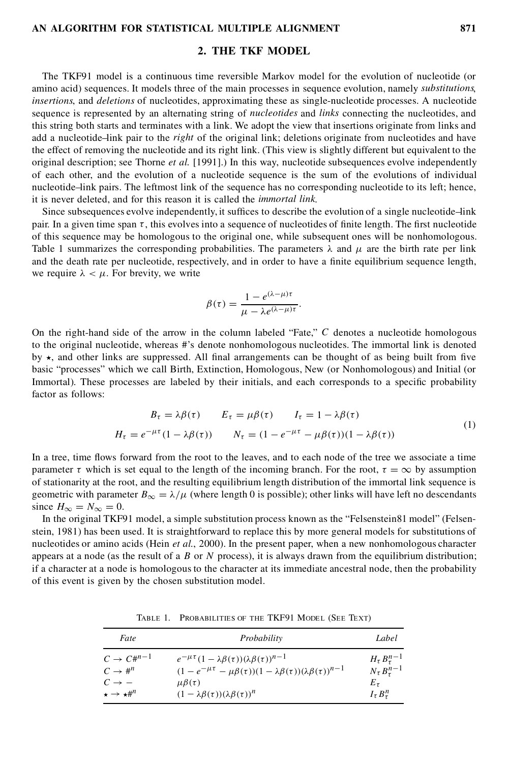## 2. THE TKF MODEL

The TKF91 model is a continuous time reversible Markov model for the evolution of nucleotide (or amino acid) sequences. It models three of the main processes in sequence evolution, namely *substitutions*, *insertions*, and *deletions* of nucleotides, approximating these as single-nucleotide processes. A nucleotide sequence is represented by an alternating string of *nucleotides* and *links* connecting the nucleotides, and this string both starts and terminates with a link. We adopt the view that insertions originate from links and add a nucleotide–link pair to the *right* of the original link; deletions originate from nucleotides and have the effect of removing the nucleotide and its right link. (This view is slightly different but equivalent to the original description; see Thorne *et al.* [1991].) In this way, nucleotide subsequences evolve independently of each other, and the evolution of a nucleotide sequence is the sum of the evolutions of individual nucleotide–link pairs. The leftmost link of the sequence has no corresponding nucleotide to its left; hence, it is never deleted, and for this reason it is called the *immortal link*.

Since subsequences evolve independently, it suffices to describe the evolution of a single nucleotide–link pair. In a given time span $\tau$, this evolves into a sequence of nucleotides of finite length. The first nucleotide of this sequence may be homologous to the original one, while subsequent ones will be nonhomologous. Table 1 summarizes the corresponding probabilities. The parameters $\lambda$ and $\mu$ are the birth rate per link and the death rate per nucleotide, respectively, and in order to have a finite equilibrium sequence length, we require $\lambda < \mu$. For brevity, we write

$$\beta(\tau) = \frac{1 - e^{(\lambda-\mu)\tau}}{\mu - \lambda e^{(\lambda-\mu)\tau}}.$$

On the right-hand side of the arrow in the column labeled "Fate," $C$ denotes a nucleotide homologous to the original nucleotide, whereas #'s denote nonhomologous nucleotides. The immortal link is denoted by $\star$, and other links are suppressed. All final arrangements can be thought of as being built from five basic "processes" which we call Birth, Extinction, Homologous, New (or Nonhomologous) and Initial (or Immortal). These processes are labeled by their initials, and each corresponds to a specific probability factor as follows:

$$\begin{aligned} B_\tau &= \lambda\beta(\tau) \qquad E_\tau = \mu\beta(\tau) \qquad I_\tau = 1 - \lambda\beta(\tau) \\ H_\tau &= e^{-\mu\tau}(1 - \lambda\beta(\tau)) \qquad N_\tau = (1 - e^{-\mu\tau} - \mu\beta(\tau))(1 - \lambda\beta(\tau)) \end{aligned} \tag{1}$$

In a tree, time flows forward from the root to the leaves, and to each node of the tree we associate a time parameter $\tau$ which is set equal to the length of the incoming branch. For the root, $\tau = \infty$ by assumption of stationarity at the root, and the resulting equilibrium length distribution of the immortal link sequence is geometric with parameter $B_\infty = \lambda/\mu$ (where length 0 is possible); other links will have left no descendants since $H_\infty = N_\infty = 0$.

In the original TKF91 model, a simple substitution process known as the "Felsenstein81 model" (Felsenstein, 1981) has been used. It is straightforward to replace this by more general models for substitutions of nucleotides or amino acids (Hein *et al.*, 2000). In the present paper, when a new nonhomologous character appears at a node (as the result of a $B$ or $N$ process), it is always drawn from the equilibrium distribution; if a character at a node is homologous to the character at its immediate ancestral node, then the probability of this event is given by the chosen substitution model.

TABLE 1. PROBABILITIES OF THE TKF91 MODEL (SEE TEXT)

| *Fate* | *Probability* | *Label* |
|---|---|---|
| $C \to C\#^{n-1}$ | $e^{-\mu\tau}(1 - \lambda\beta(\tau))(\lambda\beta(\tau))^{n-1}$ | $H_\tau B_\tau^{n-1}$ |
| $C \to \#^n$ | $(1 - e^{-\mu\tau} - \mu\beta(\tau))(1 - \lambda\beta(\tau))(\lambda\beta(\tau))^{n-1}$ | $N_\tau B_\tau^{n-1}$ |
| $C \to -$ | $\mu\beta(\tau)$ | $E_\tau$ |
| $\star \to \star\#^n$ | $(1 - \lambda\beta(\tau))(\lambda\beta(\tau))^n$ | $I_\tau B_\tau^n$ |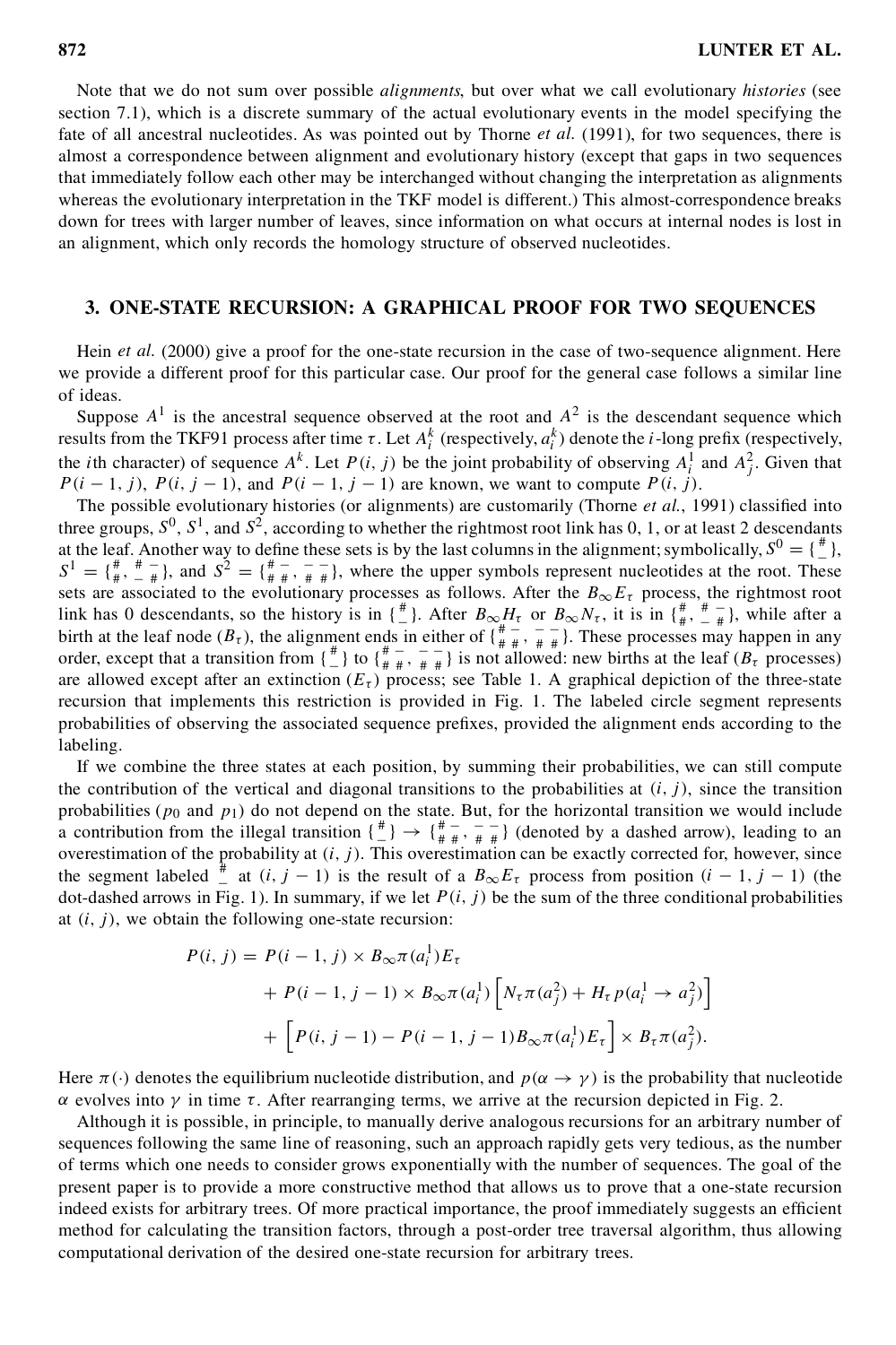Note that we do not sum over possible *alignments*, but over what we call evolutionary *histories* (see section 7.1), which is a discrete summary of the actual evolutionary events in the model specifying the fate of all ancestral nucleotides. As was pointed out by Thorne *et al.* (1991), for two sequences, there is almost a correspondence between alignment and evolutionary history (except that gaps in two sequences that immediately follow each other may be interchanged without changing the interpretation as alignments whereas the evolutionary interpretation in the TKF model is different.) This almost-correspondence breaks down for trees with larger number of leaves, since information on what occurs at internal nodes is lost in an alignment, which only records the homology structure of observed nucleotides.

## 3. ONE-STATE RECURSION: A GRAPHICAL PROOF FOR TWO SEQUENCES

Hein *et al.* (2000) give a proof for the one-state recursion in the case of two-sequence alignment. Here we provide a different proof for this particular case. Our proof for the general case follows a similar line of ideas.

Suppose $A^1$ is the ancestral sequence observed at the root and $A^2$ is the descendant sequence which results from the TKF91 process after time $\tau$. Let $A^k_i$ (respectively, $a^k_i$) denote the $i$-long prefix (respectively, the $i$th character) of sequence $A^k$. Let $P(i, j)$ be the joint probability of observing $A^1_i$ and $A^2_j$. Given that $P(i-1, j)$, $P(i, j-1)$, and $P(i-1, j-1)$ are known, we want to compute $P(i, j)$.

The possible evolutionary histories (or alignments) are customarily (Thorne *et al.*, 1991) classified into three groups, $S^0$, $S^1$, and $S^2$, according to whether the rightmost root link has 0, 1, or at least 2 descendants at the leaf. Another way to define these sets is by the last columns in the alignment; symbolically, $S^0 = \{{}^{\#}_{-}\}$, $S^1 = \{{}^{\#}_{\#}, {}^{\#\,-}_{-\,\#}\}$, and $S^2 = \{{}^{\#\,-}_{\#\,\#}, {}^{-\,-}_{\#\,\#}\}$, where the upper symbols represent nucleotides at the root. These sets are associated to the evolutionary processes as follows. After the $B_\infty E_\tau$ process, the rightmost root link has 0 descendants, so the history is in $\{{}^{\#}_{-}\}$. After $B_\infty H_\tau$ or $B_\infty N_\tau$, it is in $\{{}^{\#}_{\#}, {}^{\#\,-}_{-\,\#}\}$, while after a birth at the leaf node ($B_\tau$), the alignment ends in either of $\{{}^{\#\,-}_{\#\,\#}, {}^{-\,-}_{\#\,\#}\}$. These processes may happen in any order, except that a transition from $\{{}^{\#}_{-}\}$ to $\{{}^{\#\,-}_{\#\,\#}, {}^{-\,-}_{\#\,\#}\}$ is not allowed: new births at the leaf ($B_\tau$ processes) are allowed except after an extinction ($E_\tau$) process; see Table 1. A graphical depiction of the three-state recursion that implements this restriction is provided in Fig. 1. The labeled circle segment represents probabilities of observing the associated sequence prefixes, provided the alignment ends according to the labeling.

If we combine the three states at each position, by summing their probabilities, we can still compute the contribution of the vertical and diagonal transitions to the probabilities at $(i, j)$, since the transition probabilities ($p_0$ and $p_1$) do not depend on the state. But, for the horizontal transition we would include a contribution from the illegal transition $\{{}^{\#}_{-}\} \to \{{}^{\#\,-}_{\#\,\#}, {}^{-\,-}_{\#\,\#}\}$ (denoted by a dashed arrow), leading to an overestimation of the probability at $(i, j)$. This overestimation can be exactly corrected for, however, since the segment labeled ${}^{\#}_{-}$ at $(i, j-1)$ is the result of a $B_\infty E_\tau$ process from position $(i-1, j-1)$ (the dot-dashed arrows in Fig. 1). In summary, if we let $P(i, j)$ be the sum of the three conditional probabilities at $(i, j)$, we obtain the following one-state recursion:

$$
\begin{aligned}
P(i, j) = {} & P(i-1, j) \times B_\infty \pi(a^1_i) E_\tau \\
& + P(i-1, j-1) \times B_\infty \pi(a^1_i) \left[ N_\tau \pi(a^2_j) + H_\tau \, p(a^1_i \to a^2_j) \right] \\
& + \left[ P(i, j-1) - P(i-1, j-1) B_\infty \pi(a^1_i) E_\tau \right] \times B_\tau \pi(a^2_j).
\end{aligned}
$$

Here $\pi(\cdot)$ denotes the equilibrium nucleotide distribution, and $p(\alpha \to \gamma)$ is the probability that nucleotide $\alpha$ evolves into $\gamma$ in time $\tau$. After rearranging terms, we arrive at the recursion depicted in Fig. 2.

Although it is possible, in principle, to manually derive analogous recursions for an arbitrary number of sequences following the same line of reasoning, such an approach rapidly gets very tedious, as the number of terms which one needs to consider grows exponentially with the number of sequences. The goal of the present paper is to provide a more constructive method that allows us to prove that a one-state recursion indeed exists for arbitrary trees. Of more practical importance, the proof immediately suggests an efficient method for calculating the transition factors, through a post-order tree traversal algorithm, thus allowing computational derivation of the desired one-state recursion for arbitrary trees.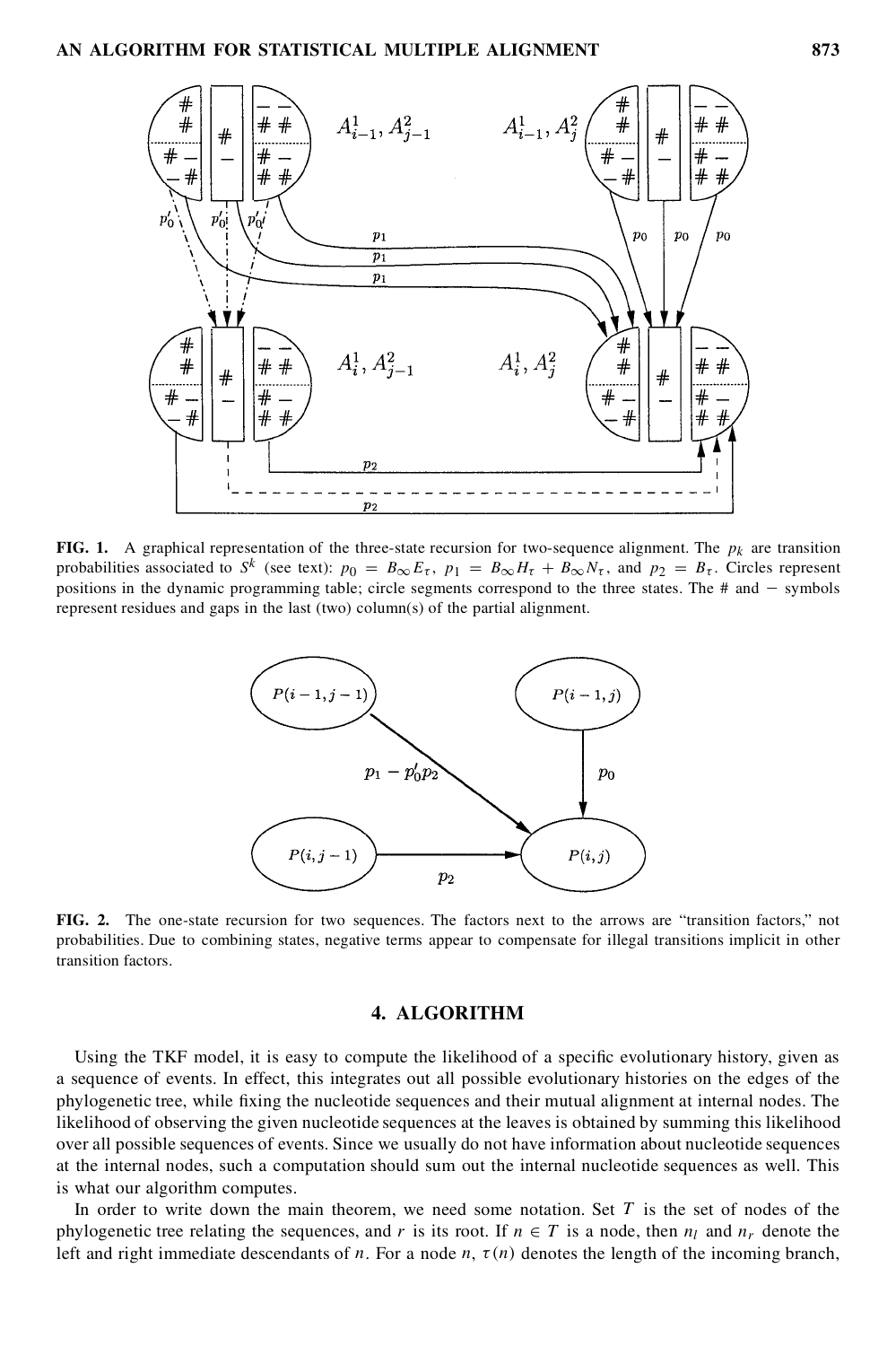**FIG. 1.** A graphical representation of the three-state recursion for two-sequence alignment. The $p_k$ are transition probabilities associated to $S^k$ (see text): $p_0 = B_\infty E_\tau$, $p_1 = B_\infty H_\tau + B_\infty N_\tau$, and $p_2 = B_\tau$. Circles represent positions in the dynamic programming table; circle segments correspond to the three states. The # and $-$ symbols represent residues and gaps in the last (two) column(s) of the partial alignment.

**FIG. 2.** The one-state recursion for two sequences. The factors next to the arrows are "transition factors," not probabilities. Due to combining states, negative terms appear to compensate for illegal transitions implicit in other transition factors.

## 4. ALGORITHM

Using the TKF model, it is easy to compute the likelihood of a specific evolutionary history, given as a sequence of events. In effect, this integrates out all possible evolutionary histories on the edges of the phylogenetic tree, while fixing the nucleotide sequences and their mutual alignment at internal nodes. The likelihood of observing the given nucleotide sequences at the leaves is obtained by summing this likelihood over all possible sequences of events. Since we usually do not have information about nucleotide sequences at the internal nodes, such a computation should sum out the internal nucleotide sequences as well. This is what our algorithm computes.

In order to write down the main theorem, we need some notation. Set $T$ is the set of nodes of the phylogenetic tree relating the sequences, and $r$ is its root. If $n \in T$ is a node, then $n_l$ and $n_r$ denote the left and right immediate descendants of $n$. For a node $n$, $\tau(n)$ denotes the length of the incoming branch,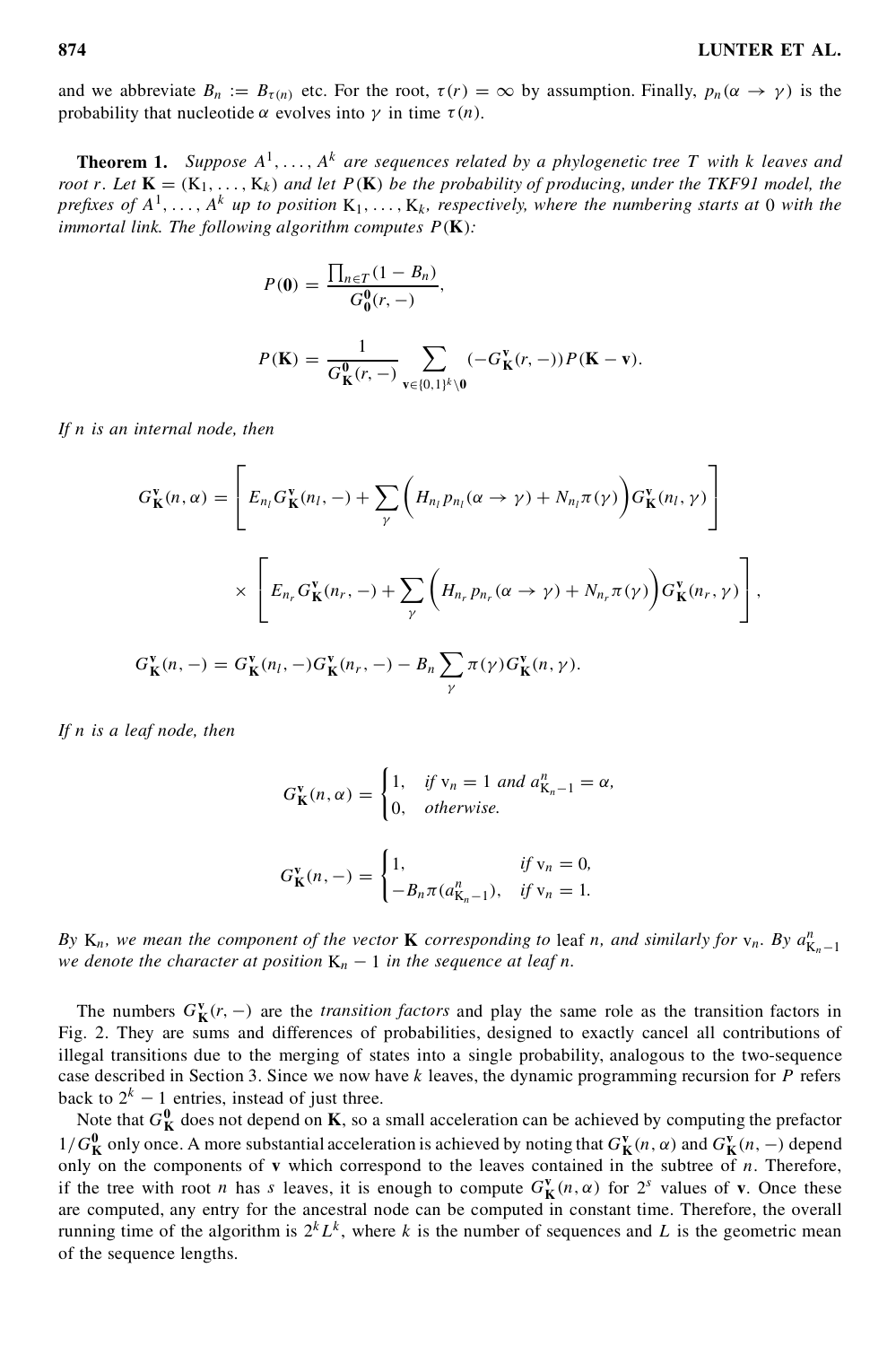and we abbreviate $B_n := B_{\tau(n)}$ etc. For the root, $\tau(r) = \infty$ by assumption. Finally, $p_n(\alpha \to \gamma)$ is the probability that nucleotide $\alpha$ evolves into $\gamma$ in time $\tau(n)$.

**Theorem 1.** *Suppose $A^1, \ldots, A^k$ are sequences related by a phylogenetic tree $T$ with $k$ leaves and root $r$. Let $\mathbf{K} = (\mathrm{K}_1, \ldots, \mathrm{K}_k)$ and let $P(\mathbf{K})$ be the probability of producing, under the TKF91 model, the prefixes of $A^1, \ldots, A^k$ up to position $\mathrm{K}_1, \ldots, \mathrm{K}_k$, respectively, where the numbering starts at 0 with the immortal link. The following algorithm computes $P(\mathbf{K})$:*

$$P(\mathbf{0}) = \frac{\prod_{n \in T}(1 - B_n)}{G_{\mathbf{0}}^{\mathbf{0}}(r, -)},$$

$$P(\mathbf{K}) = \frac{1}{G_{\mathbf{K}}^{\mathbf{0}}(r, -)} \sum_{\mathbf{v} \in \{0,1\}^k \setminus \mathbf{0}} (-G_{\mathbf{K}}^{\mathbf{v}}(r, -)) P(\mathbf{K} - \mathbf{v}).$$

*If $n$ is an internal node, then*

$$G_{\mathbf{K}}^{\mathbf{v}}(n, \alpha) = \left[ E_{n_l} G_{\mathbf{K}}^{\mathbf{v}}(n_l, -) + \sum_{\gamma} \left( H_{n_l} p_{n_l}(\alpha \to \gamma) + N_{n_l} \pi(\gamma) \right) G_{\mathbf{K}}^{\mathbf{v}}(n_l, \gamma) \right]$$

$$\times \left[ E_{n_r} G_{\mathbf{K}}^{\mathbf{v}}(n_r, -) + \sum_{\gamma} \left( H_{n_r} p_{n_r}(\alpha \to \gamma) + N_{n_r} \pi(\gamma) \right) G_{\mathbf{K}}^{\mathbf{v}}(n_r, \gamma) \right],$$

$$G_{\mathbf{K}}^{\mathbf{v}}(n, -) = G_{\mathbf{K}}^{\mathbf{v}}(n_l, -) G_{\mathbf{K}}^{\mathbf{v}}(n_r, -) - B_n \sum_{\gamma} \pi(\gamma) G_{\mathbf{K}}^{\mathbf{v}}(n, \gamma).$$

*If $n$ is a leaf node, then*

$$G_{\mathbf{K}}^{\mathbf{v}}(n, \alpha) = \begin{cases} 1, & \text{if } \mathrm{v}_n = 1 \text{ and } a_{\mathrm{K}_n - 1}^n = \alpha, \\ 0, & \text{otherwise.} \end{cases}$$

$$G_{\mathbf{K}}^{\mathbf{v}}(n, -) = \begin{cases} 1, & \text{if } \mathrm{v}_n = 0, \\ -B_n \pi(a_{\mathrm{K}_n - 1}^n), & \text{if } \mathrm{v}_n = 1. \end{cases}$$

*By $\mathrm{K}_n$, we mean the component of the vector $\mathbf{K}$ corresponding to* leaf *$n$, and similarly for $\mathrm{v}_n$. By $a_{\mathrm{K}_n - 1}^n$ we denote the character at position $\mathrm{K}_n - 1$ in the sequence at leaf $n$.*

The numbers $G_{\mathbf{K}}^{\mathbf{v}}(r, -)$ are the *transition factors* and play the same role as the transition factors in Fig. 2. They are sums and differences of probabilities, designed to exactly cancel all contributions of illegal transitions due to the merging of states into a single probability, analogous to the two-sequence case described in Section 3. Since we now have $k$ leaves, the dynamic programming recursion for $P$ refers back to $2^k - 1$ entries, instead of just three.

Note that $G_{\mathbf{K}}^{\mathbf{0}}$ does not depend on $\mathbf{K}$, so a small acceleration can be achieved by computing the prefactor $1/G_{\mathbf{K}}^{\mathbf{0}}$ only once. A more substantial acceleration is achieved by noting that $G_{\mathbf{K}}^{\mathbf{v}}(n, \alpha)$ and $G_{\mathbf{K}}^{\mathbf{v}}(n, -)$ depend only on the components of $\mathbf{v}$ which correspond to the leaves contained in the subtree of $n$. Therefore, if the tree with root $n$ has $s$ leaves, it is enough to compute $G_{\mathbf{K}}^{\mathbf{v}}(n, \alpha)$ for $2^s$ values of $\mathbf{v}$. Once these are computed, any entry for the ancestral node can be computed in constant time. Therefore, the overall running time of the algorithm is $2^k L^k$, where $k$ is the number of sequences and $L$ is the geometric mean of the sequence lengths.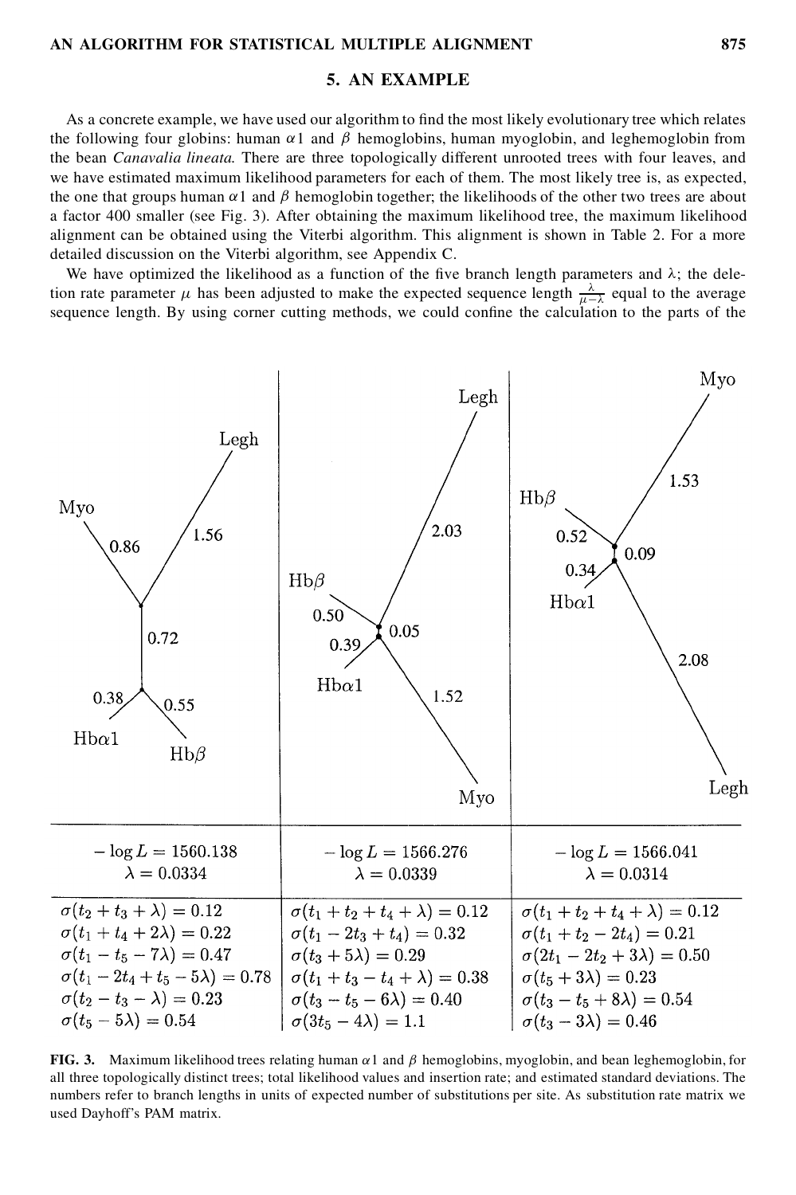## 5. AN EXAMPLE

As a concrete example, we have used our algorithm to find the most likely evolutionary tree which relates the following four globins: human $\alpha 1$ and $\beta$ hemoglobins, human myoglobin, and leghemoglobin from the bean *Canavalia lineata.* There are three topologically different unrooted trees with four leaves, and we have estimated maximum likelihood parameters for each of them. The most likely tree is, as expected, the one that groups human $\alpha 1$ and $\beta$ hemoglobin together; the likelihoods of the other two trees are about a factor 400 smaller (see Fig. 3). After obtaining the maximum likelihood tree, the maximum likelihood alignment can be obtained using the Viterbi algorithm. This alignment is shown in Table 2. For a more detailed discussion on the Viterbi algorithm, see Appendix C.

We have optimized the likelihood as a function of the five branch length parameters and $\lambda$; the deletion rate parameter $\mu$ has been adjusted to make the expected sequence length $\frac{\lambda}{\mu-\lambda}$ equal to the average sequence length. By using corner cutting methods, we could confine the calculation to the parts of the

| $-\log L = 1560.138$ | $-\log L = 1566.276$ | $-\log L = 1566.041$ |
|---|---|---|
| $\lambda = 0.0334$ | $\lambda = 0.0339$ | $\lambda = 0.0314$ |
| $\sigma(t_2 + t_3 + \lambda) = 0.12$ | $\sigma(t_1 + t_2 + t_4 + \lambda) = 0.12$ | $\sigma(t_1 + t_2 + t_4 + \lambda) = 0.12$ |
| $\sigma(t_1 + t_4 + 2\lambda) = 0.22$ | $\sigma(t_1 - 2t_3 + t_4) = 0.32$ | $\sigma(t_1 + t_2 - 2t_4) = 0.21$ |
| $\sigma(t_1 - t_5 - 7\lambda) = 0.47$ | $\sigma(t_3 + 5\lambda) = 0.29$ | $\sigma(2t_1 - 2t_2 + 3\lambda) = 0.50$ |
| $\sigma(t_1 - 2t_4 + t_5 - 5\lambda) = 0.78$ | $\sigma(t_1 + t_3 - t_4 + \lambda) = 0.38$ | $\sigma(t_5 + 3\lambda) = 0.23$ |
| $\sigma(t_2 - t_3 - \lambda) = 0.23$ | $\sigma(t_3 - t_5 - 6\lambda) = 0.40$ | $\sigma(t_3 - t_5 + 8\lambda) = 0.54$ |
| $\sigma(t_5 - 5\lambda) = 0.54$ | $\sigma(3t_5 - 4\lambda) = 1.1$ | $\sigma(t_3 - 3\lambda) = 0.46$ |

**FIG. 3.** Maximum likelihood trees relating human $\alpha 1$ and $\beta$ hemoglobins, myoglobin, and bean leghemoglobin, for all three topologically distinct trees; total likelihood values and insertion rate; and estimated standard deviations. The numbers refer to branch lengths in units of expected number of substitutions per site. As substitution rate matrix we used Dayhoff's PAM matrix.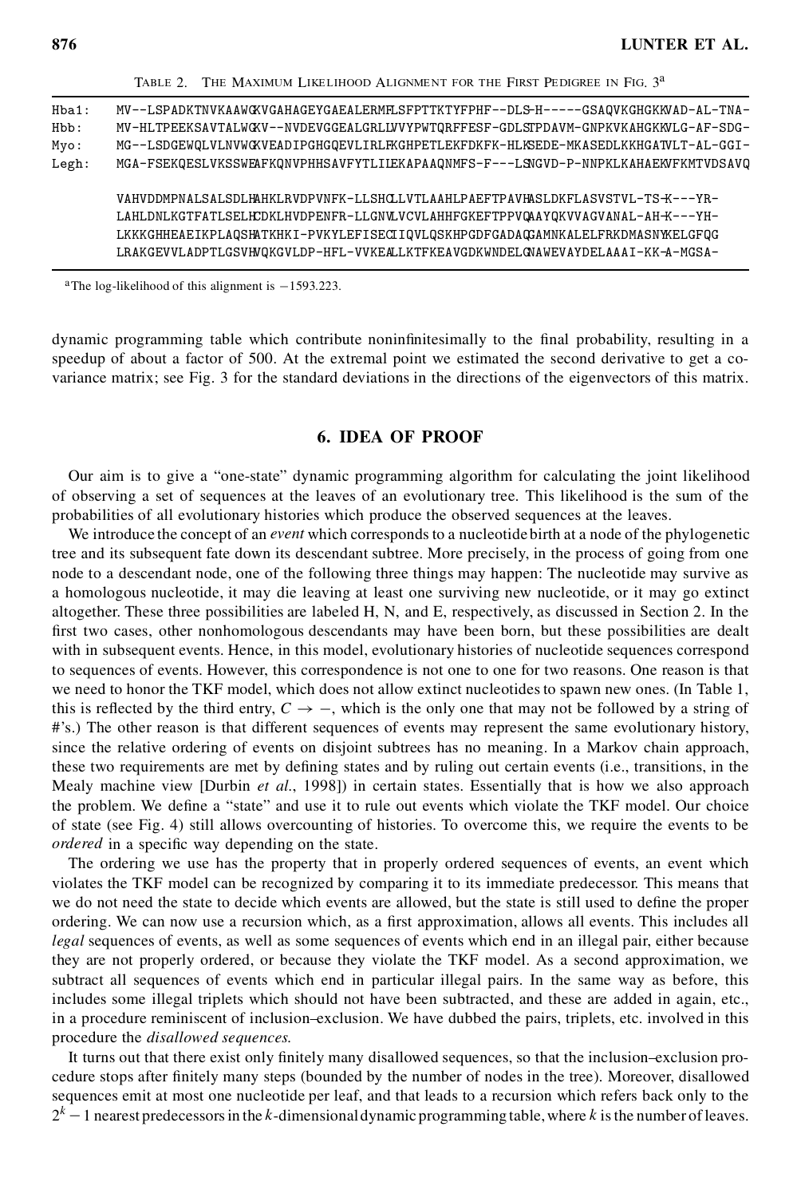TABLE 2. THE MAXIMUM LIKELIHOOD ALIGNMENT FOR THE FIRST PEDIGREE IN FIG. 3[a]

```
Hba1:  MV--LSPADKTNVKAAWGKVGAHAGEYGAEALERMFLSFPTTKTYFPHF--DLS-H-----GSAQVKGHGKKVAD-AL-TNA-
Hbb:   MV-HLTPEEKSAVTALWGKV--NVDEVGGEALGRLLVVYPWTQRFFESF-GDLSTPDAVM-GNPKVKAHGKKVLG-AF-SDG-
Myo:   MG--LSDGEWQLVLNVWGKVEADIPGHGQEVLIRLFKGHPETLEKFDKFK-HLKSEDE-MKASEDLKKHGATVLT-AL-GGI-
Legh:  MGA-FSEKQESLVKSSWEAFKQNVPHHSAVFYTLILEKAPAAQNMFS-F---LSNGVD-P-NNPKLKAHAEKVFKMTVDSAVQ

       VAHVDDMPNALSALSDLHAHKLRVDPVNFK-LLSHCLLVTLAAHLPAEFTPAVHASLDKFLASVSTVL-TS-K---YR-
       LAHLDNLKGTFATLSELHCDKLHVDPENFR-LLGNVLVCVLAHHFGKEFTPPVQAAYQKVVAGVANAL-AH-K---YH-
       LKKKGHHEAEIKPLAQSHATKHKI-PVKYLEFISECIIQVLQSKHPGDFGADAQGAMNKALELFRKDMASNYKELGFQG
       LRAKGEVVLADPTLGSVHVQKGVLDP-HFL-VVKEALLKTFKEAVGDKWNDELGNAWEVAYDELAAAI-KK-A-MGSA-
```

[a]The log-likelihood of this alignment is −1593.223.

dynamic programming table which contribute noninfinitesimally to the final probability, resulting in a speedup of about a factor of 500. At the extremal point we estimated the second derivative to get a covariance matrix; see Fig. 3 for the standard deviations in the directions of the eigenvectors of this matrix.

## 6. IDEA OF PROOF

Our aim is to give a "one-state" dynamic programming algorithm for calculating the joint likelihood of observing a set of sequences at the leaves of an evolutionary tree. This likelihood is the sum of the probabilities of all evolutionary histories which produce the observed sequences at the leaves.

We introduce the concept of an *event* which corresponds to a nucleotide birth at a node of the phylogenetic tree and its subsequent fate down its descendant subtree. More precisely, in the process of going from one node to a descendant node, one of the following three things may happen: The nucleotide may survive as a homologous nucleotide, it may die leaving at least one surviving new nucleotide, or it may go extinct altogether. These three possibilities are labeled H, N, and E, respectively, as discussed in Section 2. In the first two cases, other nonhomologous descendants may have been born, but these possibilities are dealt with in subsequent events. Hence, in this model, evolutionary histories of nucleotide sequences correspond to sequences of events. However, this correspondence is not one to one for two reasons. One reason is that we need to honor the TKF model, which does not allow extinct nucleotides to spawn new ones. (In Table 1, this is reflected by the third entry, $C \to -$, which is the only one that may not be followed by a string of #'s.) The other reason is that different sequences of events may represent the same evolutionary history, since the relative ordering of events on disjoint subtrees has no meaning. In a Markov chain approach, these two requirements are met by defining states and by ruling out certain events (i.e., transitions, in the Mealy machine view [Durbin *et al.*, 1998]) in certain states. Essentially that is how we also approach the problem. We define a "state" and use it to rule out events which violate the TKF model. Our choice of state (see Fig. 4) still allows overcounting of histories. To overcome this, we require the events to be *ordered* in a specific way depending on the state.

The ordering we use has the property that in properly ordered sequences of events, an event which violates the TKF model can be recognized by comparing it to its immediate predecessor. This means that we do not need the state to decide which events are allowed, but the state is still used to define the proper ordering. We can now use a recursion which, as a first approximation, allows all events. This includes all *legal* sequences of events, as well as some sequences of events which end in an illegal pair, either because they are not properly ordered, or because they violate the TKF model. As a second approximation, we subtract all sequences of events which end in particular illegal pairs. In the same way as before, this includes some illegal triplets which should not have been subtracted, and these are added in again, etc., in a procedure reminiscent of inclusion–exclusion. We have dubbed the pairs, triplets, etc. involved in this procedure the *disallowed sequences.*

It turns out that there exist only finitely many disallowed sequences, so that the inclusion–exclusion procedure stops after finitely many steps (bounded by the number of nodes in the tree). Moreover, disallowed sequences emit at most one nucleotide per leaf, and that leads to a recursion which refers back only to the $2^k - 1$ nearest predecessors in the $k$-dimensional dynamic programming table, where $k$ is the number of leaves.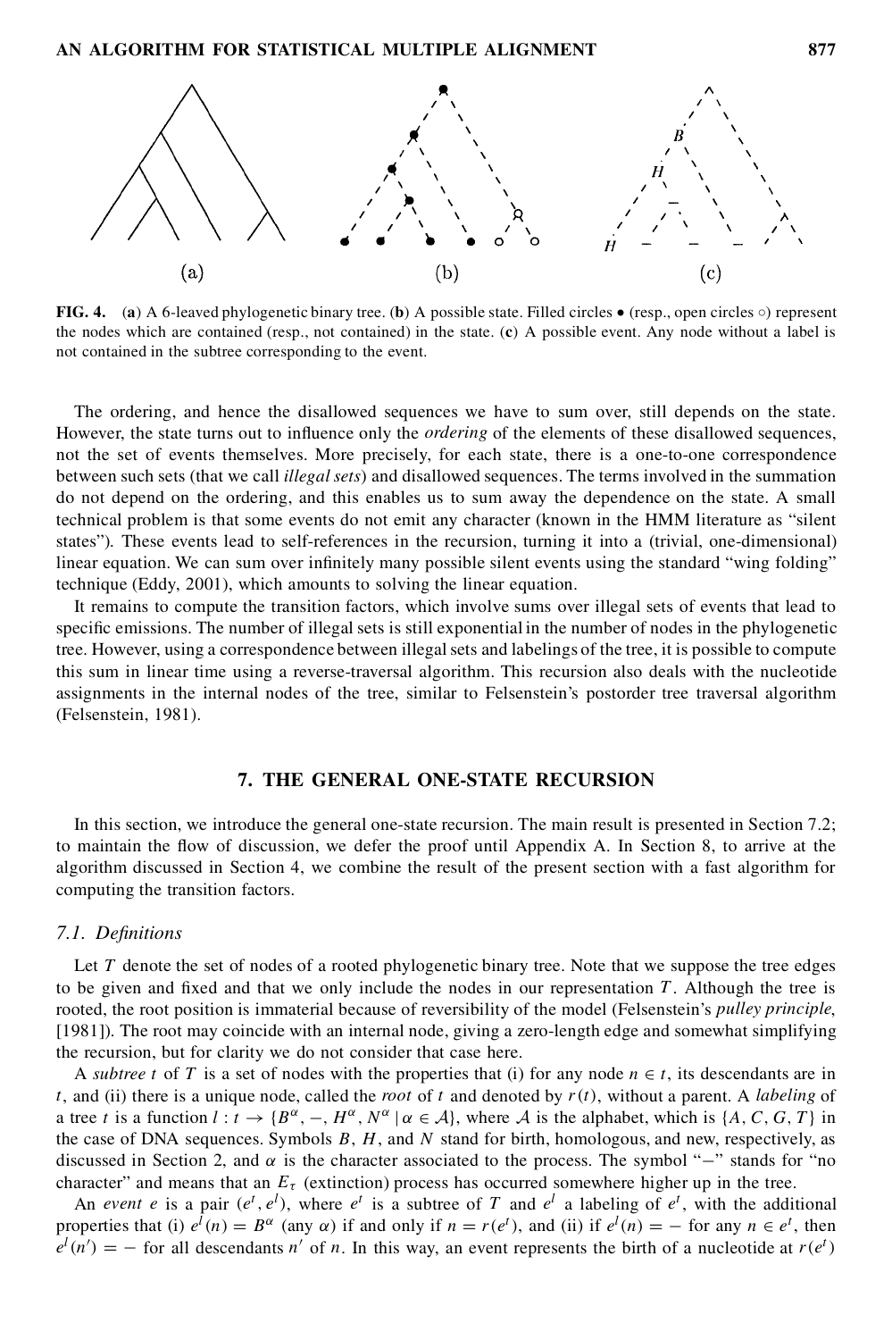**FIG. 4.** (**a**) A 6-leaved phylogenetic binary tree. (**b**) A possible state. Filled circles • (resp., open circles ○) represent the nodes which are contained (resp., not contained) in the state. (**c**) A possible event. Any node without a label is not contained in the subtree corresponding to the event.

The ordering, and hence the disallowed sequences we have to sum over, still depends on the state. However, the state turns out to influence only the *ordering* of the elements of these disallowed sequences, not the set of events themselves. More precisely, for each state, there is a one-to-one correspondence between such sets (that we call *illegal sets*) and disallowed sequences. The terms involved in the summation do not depend on the ordering, and this enables us to sum away the dependence on the state. A small technical problem is that some events do not emit any character (known in the HMM literature as "silent states"). These events lead to self-references in the recursion, turning it into a (trivial, one-dimensional) linear equation. We can sum over infinitely many possible silent events using the standard "wing folding" technique (Eddy, 2001), which amounts to solving the linear equation.

It remains to compute the transition factors, which involve sums over illegal sets of events that lead to specific emissions. The number of illegal sets is still exponential in the number of nodes in the phylogenetic tree. However, using a correspondence between illegal sets and labelings of the tree, it is possible to compute this sum in linear time using a reverse-traversal algorithm. This recursion also deals with the nucleotide assignments in the internal nodes of the tree, similar to Felsenstein's postorder tree traversal algorithm (Felsenstein, 1981).

## 7. THE GENERAL ONE-STATE RECURSION

In this section, we introduce the general one-state recursion. The main result is presented in Section 7.2; to maintain the flow of discussion, we defer the proof until Appendix A. In Section 8, to arrive at the algorithm discussed in Section 4, we combine the result of the present section with a fast algorithm for computing the transition factors.

### *7.1. Definitions*

Let $T$ denote the set of nodes of a rooted phylogenetic binary tree. Note that we suppose the tree edges to be given and fixed and that we only include the nodes in our representation $T$. Although the tree is rooted, the root position is immaterial because of reversibility of the model (Felsenstein's *pulley principle*, [1981]). The root may coincide with an internal node, giving a zero-length edge and somewhat simplifying the recursion, but for clarity we do not consider that case here.

A *subtree* $t$ of $T$ is a set of nodes with the properties that (i) for any node $n \in t$, its descendants are in $t$, and (ii) there is a unique node, called the *root* of $t$ and denoted by $r(t)$, without a parent. A *labeling* of a tree $t$ is a function $l : t \to \{B^\alpha, -, H^\alpha, N^\alpha \mid \alpha \in \mathcal{A}\}$, where $\mathcal{A}$ is the alphabet, which is $\{A, C, G, T\}$ in the case of DNA sequences. Symbols $B$, $H$, and $N$ stand for birth, homologous, and new, respectively, as discussed in Section 2, and $\alpha$ is the character associated to the process. The symbol "$-$" stands for "no character" and means that an $E_\tau$ (extinction) process has occurred somewhere higher up in the tree.

An *event* $e$ is a pair $(e^t, e^l)$, where $e^t$ is a subtree of $T$ and $e^l$ a labeling of $e^t$, with the additional properties that (i) $e^l(n) = B^\alpha$ (any $\alpha$) if and only if $n = r(e^t)$, and (ii) if $e^l(n) = -$ for any $n \in e^t$, then $e^l(n') = -$ for all descendants $n'$ of $n$. In this way, an event represents the birth of a nucleotide at $r(e^t)$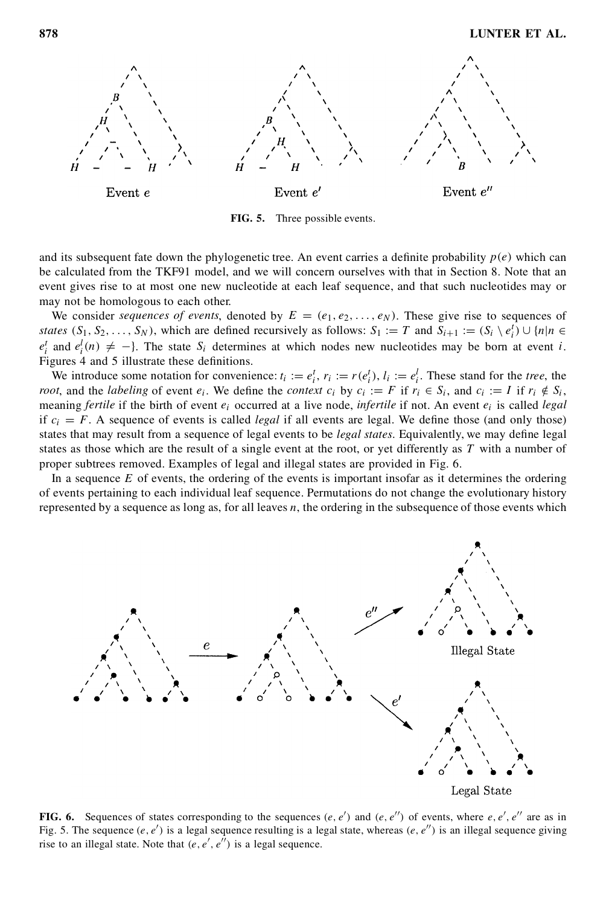FIG. 5. Three possible events.

and its subsequent fate down the phylogenetic tree. An event carries a definite probability $p(e)$ which can be calculated from the TKF91 model, and we will concern ourselves with that in Section 8. Note that an event gives rise to at most one new nucleotide at each leaf sequence, and that such nucleotides may or may not be homologous to each other.

We consider *sequences of events*, denoted by $E = (e_1, e_2, \ldots, e_N)$. These give rise to sequences of *states* $(S_1, S_2, \ldots, S_N)$, which are defined recursively as follows: $S_1 := T$ and $S_{i+1} := (S_i \setminus e_i^t) \cup \{n | n \in e_i^t \text{ and } e_i^l(n) \neq -\}$. The state $S_i$ determines at which nodes new nucleotides may be born at event $i$. Figures 4 and 5 illustrate these definitions.

We introduce some notation for convenience: $t_i := e_i^t$, $r_i := r(e_i^t)$, $l_i := e_i^l$. These stand for the *tree*, the *root*, and the *labeling* of event $e_i$. We define the *context* $c_i$ by $c_i := F$ if $r_i \in S_i$, and $c_i := I$ if $r_i \notin S_i$, meaning *fertile* if the birth of event $e_i$ occurred at a live node, *infertile* if not. An event $e_i$ is called *legal* if $c_i = F$. A sequence of events is called *legal* if all events are legal. We define those (and only those) states that may result from a sequence of legal events to be *legal states*. Equivalently, we may define legal states as those which are the result of a single event at the root, or yet differently as $T$ with a number of proper subtrees removed. Examples of legal and illegal states are provided in Fig. 6.

In a sequence $E$ of events, the ordering of the events is important insofar as it determines the ordering of events pertaining to each individual leaf sequence. Permutations do not change the evolutionary history represented by a sequence as long as, for all leaves $n$, the ordering in the subsequence of those events which

**FIG. 6.** Sequences of states corresponding to the sequences $(e, e')$ and $(e, e'')$ of events, where $e, e', e''$ are as in Fig. 5. The sequence $(e, e')$ is a legal sequence resulting is a legal state, whereas $(e, e'')$ is an illegal sequence giving rise to an illegal state. Note that $(e, e', e'')$ is a legal sequence.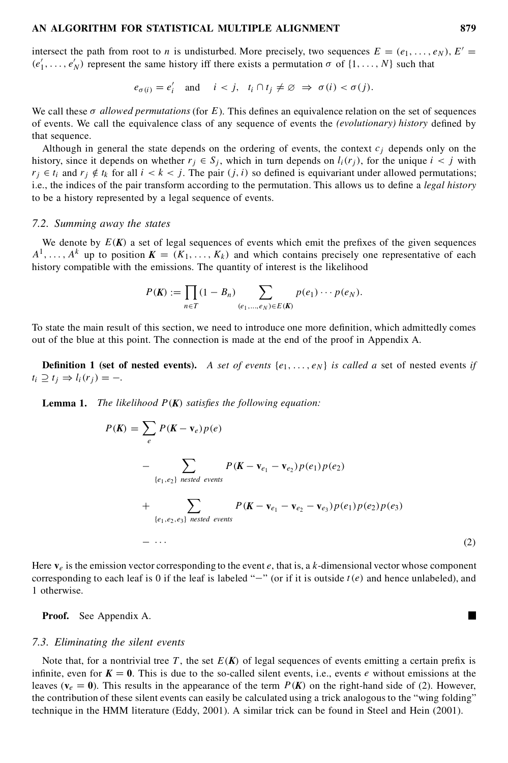intersect the path from root to $n$ is undisturbed. More precisely, two sequences $E = (e_1, \ldots, e_N)$, $E' = (e'_1, \ldots, e'_N)$ represent the same history iff there exists a permutation $\sigma$ of $\{1, \ldots, N\}$ such that

$$e_{\sigma(i)} = e'_i \quad \text{and} \quad i < j, \quad t_i \cap t_j \neq \varnothing \;\Rightarrow\; \sigma(i) < \sigma(j).$$

We call these $\sigma$ *allowed permutations* (for $E$). This defines an equivalence relation on the set of sequences of events. We call the equivalence class of any sequence of events the *(evolutionary) history* defined by that sequence.

Although in general the state depends on the ordering of events, the context $c_j$ depends only on the history, since it depends on whether $r_j \in S_j$, which in turn depends on $l_i(r_j)$, for the unique $i < j$ with $r_j \in t_i$ and $r_j \notin t_k$ for all $i < k < j$. The pair $(j, i)$ so defined is equivariant under allowed permutations; i.e., the indices of the pair transform according to the permutation. This allows us to define a *legal history* to be a history represented by a legal sequence of events.

### 7.2. Summing away the states

We denote by $E(\boldsymbol{K})$ a set of legal sequences of events which emit the prefixes of the given sequences $A^1, \ldots, A^k$ up to position $\boldsymbol{K} = (K_1, \ldots, K_k)$ and which contains precisely one representative of each history compatible with the emissions. The quantity of interest is the likelihood

$$P(\boldsymbol{K}) := \prod_{n \in T} (1 - B_n) \sum_{(e_1, \ldots, e_N) \in E(\boldsymbol{K})} p(e_1) \cdots p(e_N).$$

To state the main result of this section, we need to introduce one more definition, which admittedly comes out of the blue at this point. The connection is made at the end of the proof in Appendix A.

**Definition 1 (set of nested events).** *A set of events $\{e_1, \ldots, e_N\}$ is called a* set of nested events *if $t_i \supseteq t_j \Rightarrow l_i(r_j) = -$.*

**Lemma 1.** *The likelihood $P(\boldsymbol{K})$ satisfies the following equation:*

$$\begin{aligned}
P(\boldsymbol{K}) = &\sum_{e} P(\boldsymbol{K} - \mathbf{v}_e) p(e) \\
&- \sum_{\{e_1, e_2\} \text{ nested events}} P(\boldsymbol{K} - \mathbf{v}_{e_1} - \mathbf{v}_{e_2}) p(e_1) p(e_2) \\
&+ \sum_{\{e_1, e_2, e_3\} \text{ nested events}} P(\boldsymbol{K} - \mathbf{v}_{e_1} - \mathbf{v}_{e_2} - \mathbf{v}_{e_3}) p(e_1) p(e_2) p(e_3) \\
&- \cdots
\end{aligned} \tag{2}$$

Here $\mathbf{v}_e$ is the emission vector corresponding to the event $e$, that is, a $k$-dimensional vector whose component corresponding to each leaf is 0 if the leaf is labeled "$-$" (or if it is outside $t(e)$ and hence unlabeled), and 1 otherwise.

**Proof.** See Appendix A. ∎

### 7.3. Eliminating the silent events

Note that, for a nontrivial tree $T$, the set $E(\boldsymbol{K})$ of legal sequences of events emitting a certain prefix is infinite, even for $\boldsymbol{K} = \mathbf{0}$. This is due to the so-called silent events, i.e., events $e$ without emissions at the leaves ($\mathbf{v}_e = \mathbf{0}$). This results in the appearance of the term $P(\boldsymbol{K})$ on the right-hand side of (2). However, the contribution of these silent events can easily be calculated using a trick analogous to the "wing folding" technique in the HMM literature (Eddy, 2001). A similar trick can be found in Steel and Hein (2001).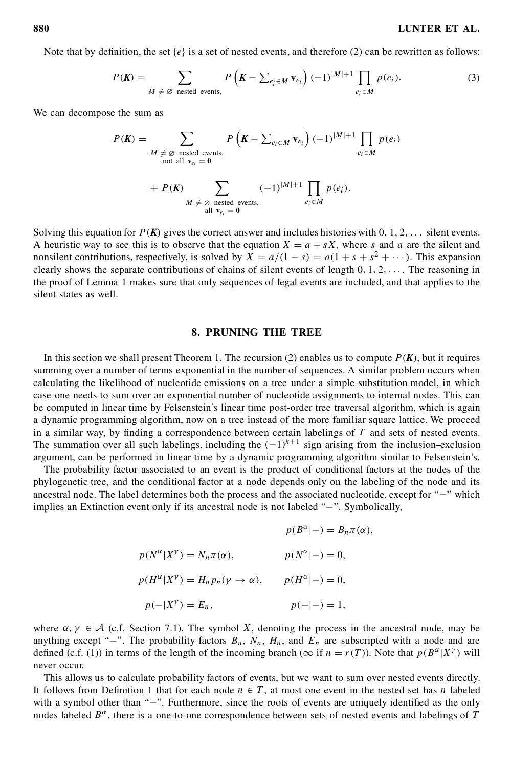Note that by definition, the set $\{e\}$ is a set of nested events, and therefore (2) can be rewritten as follows:

$$P(\boldsymbol{K}) = \sum_{M \neq \varnothing \text{ nested events,}} P\left(\boldsymbol{K} - \sum_{e_i \in M} \mathbf{v}_{e_i}\right) (-1)^{|M|+1} \prod_{e_i \in M} p(e_i). \tag{3}$$

We can decompose the sum as

$$P(\boldsymbol{K}) = \sum_{\substack{M \neq \varnothing \text{ nested events,} \\ \text{not all } \mathbf{v}_{e_i} = \mathbf{0}}} P\left(\boldsymbol{K} - \sum_{e_i \in M} \mathbf{v}_{e_i}\right) (-1)^{|M|+1} \prod_{e_i \in M} p(e_i)$$

$$+ P(\boldsymbol{K}) \sum_{\substack{M \neq \varnothing \text{ nested events,} \\ \text{all } \mathbf{v}_{e_i} = \mathbf{0}}} (-1)^{|M|+1} \prod_{e_i \in M} p(e_i).$$

Solving this equation for $P(\boldsymbol{K})$ gives the correct answer and includes histories with $0, 1, 2, \ldots$ silent events. A heuristic way to see this is to observe that the equation $X = a + sX$, where $s$ and $a$ are the silent and nonsilent contributions, respectively, is solved by $X = a/(1-s) = a(1 + s + s^2 + \cdots)$. This expansion clearly shows the separate contributions of chains of silent events of length $0, 1, 2, \ldots$. The reasoning in the proof of Lemma 1 makes sure that only sequences of legal events are included, and that applies to the silent states as well.

## 8. PRUNING THE TREE

In this section we shall present Theorem 1. The recursion (2) enables us to compute $P(\boldsymbol{K})$, but it requires summing over a number of terms exponential in the number of sequences. A similar problem occurs when calculating the likelihood of nucleotide emissions on a tree under a simple substitution model, in which case one needs to sum over an exponential number of nucleotide assignments to internal nodes. This can be computed in linear time by Felsenstein's linear time post-order tree traversal algorithm, which is again a dynamic programming algorithm, now on a tree instead of the more familiar square lattice. We proceed in a similar way, by finding a correspondence between certain labelings of $T$ and sets of nested events. The summation over all such labelings, including the $(-1)^{k+1}$ sign arising from the inclusion–exclusion argument, can be performed in linear time by a dynamic programming algorithm similar to Felsenstein's.

The probability factor associated to an event is the product of conditional factors at the nodes of the phylogenetic tree, and the conditional factor at a node depends only on the labeling of the node and its ancestral node. The label determines both the process and the associated nucleotide, except for "$-$" which implies an Extinction event only if its ancestral node is not labeled "$-$". Symbolically,

$$p(B^\alpha | -) = B_n \pi(\alpha),$$

$$p(N^\alpha | X^\gamma) = N_n \pi(\alpha), \qquad p(N^\alpha | -) = 0,$$

$$p(H^\alpha | X^\gamma) = H_n p_n(\gamma \to \alpha), \qquad p(H^\alpha | -) = 0,$$

$$p(- | X^\gamma) = E_n, \qquad p(- | -) = 1,$$

where $\alpha, \gamma \in \mathcal{A}$ (c.f. Section 7.1). The symbol $X$, denoting the process in the ancestral node, may be anything except "$-$". The probability factors $B_n$, $N_n$, $H_n$, and $E_n$ are subscripted with a node and are defined (c.f. (1)) in terms of the length of the incoming branch ($\infty$ if $n = r(T)$). Note that $p(B^\alpha | X^\gamma)$ will never occur.

This allows us to calculate probability factors of events, but we want to sum over nested events directly. It follows from Definition 1 that for each node $n \in T$, at most one event in the nested set has $n$ labeled with a symbol other than "$-$". Furthermore, since the roots of events are uniquely identified as the only nodes labeled $B^\alpha$, there is a one-to-one correspondence between sets of nested events and labelings of $T$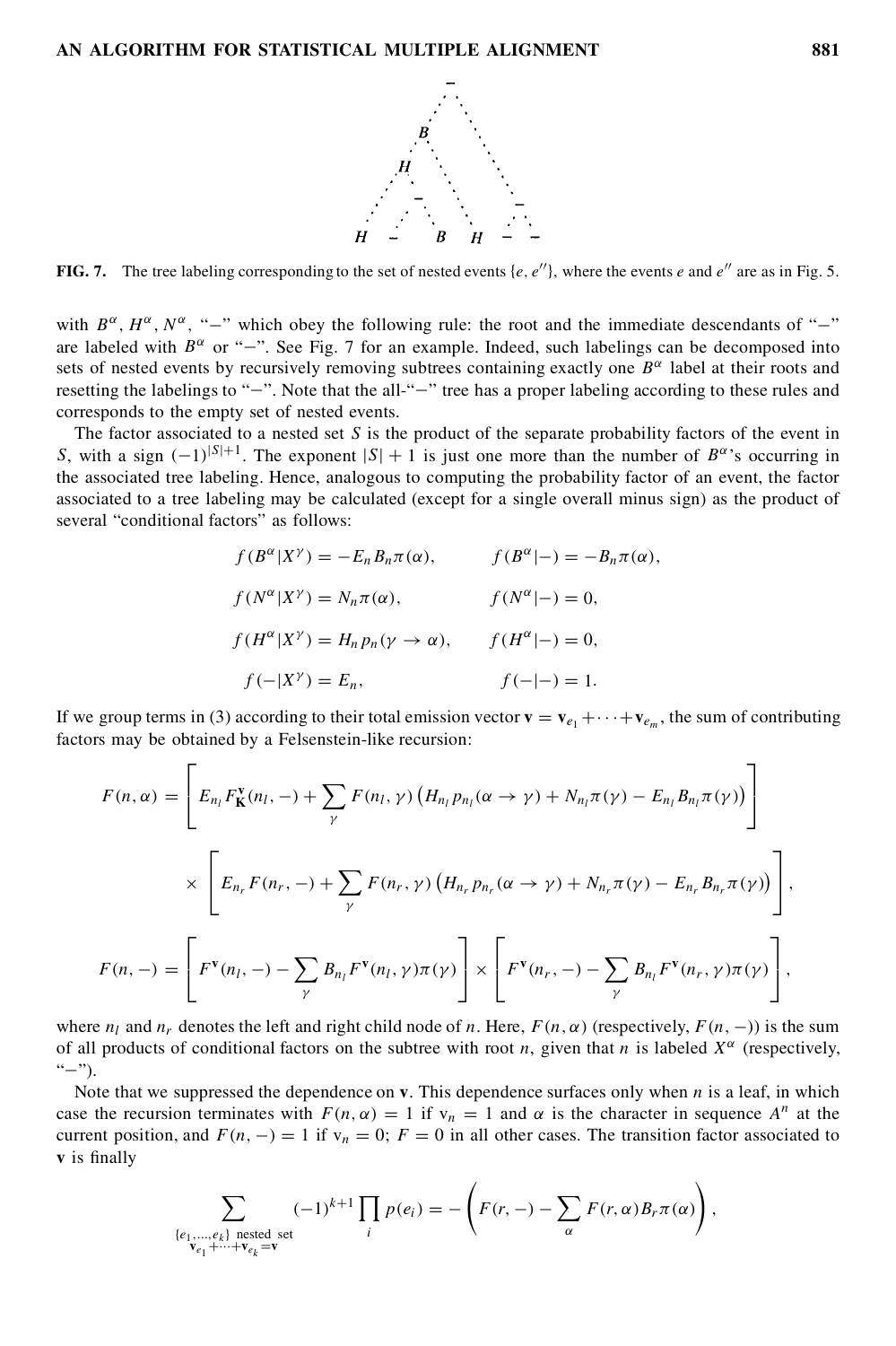**FIG. 7.** The tree labeling corresponding to the set of nested events $\{e, e''\}$, where the events $e$ and $e''$ are as in Fig. 5.

with $B^\alpha$, $H^\alpha$, $N^\alpha$, "$-$" which obey the following rule: the root and the immediate descendants of "$-$" are labeled with $B^\alpha$ or "$-$". See Fig. 7 for an example. Indeed, such labelings can be decomposed into sets of nested events by recursively removing subtrees containing exactly one $B^\alpha$ label at their roots and resetting the labelings to "$-$". Note that the all-"$-$" tree has a proper labeling according to these rules and corresponds to the empty set of nested events.

The factor associated to a nested set $S$ is the product of the separate probability factors of the event in $S$, with a sign $(-1)^{|S|+1}$. The exponent $|S|+1$ is just one more than the number of $B^\alpha$'s occurring in the associated tree labeling. Hence, analogous to computing the probability factor of an event, the factor associated to a tree labeling may be calculated (except for a single overall minus sign) as the product of several "conditional factors" as follows:

$$
\begin{aligned}
f(B^\alpha|X^\gamma) &= -E_n B_n \pi(\alpha), & f(B^\alpha|-) &= -B_n \pi(\alpha),\\
f(N^\alpha|X^\gamma) &= N_n \pi(\alpha), & f(N^\alpha|-) &= 0,\\
f(H^\alpha|X^\gamma) &= H_n p_n(\gamma \to \alpha), & f(H^\alpha|-) &= 0,\\
f(-|X^\gamma) &= E_n, & f(-|-) &= 1.
\end{aligned}
$$

If we group terms in (3) according to their total emission vector $\mathbf{v} = \mathbf{v}_{e_1} + \cdots + \mathbf{v}_{e_m}$, the sum of contributing factors may be obtained by a Felsenstein-like recursion:

$$
\begin{aligned}
F(n,\alpha) &= \left[ E_{n_l} F^{\mathbf{v}}_{\mathbf{K}}(n_l,-) + \sum_\gamma F(n_l,\gamma)\left(H_{n_l} p_{n_l}(\alpha \to \gamma) + N_{n_l}\pi(\gamma) - E_{n_l} B_{n_l}\pi(\gamma)\right)\right]\\
&\quad \times \left[ E_{n_r} F(n_r,-) + \sum_\gamma F(n_r,\gamma)\left(H_{n_r} p_{n_r}(\alpha \to \gamma) + N_{n_r}\pi(\gamma) - E_{n_r} B_{n_r}\pi(\gamma)\right)\right],\\
F(n,-) &= \left[ F^{\mathbf{v}}(n_l,-) - \sum_\gamma B_{n_l} F^{\mathbf{v}}(n_l,\gamma)\pi(\gamma)\right] \times \left[ F^{\mathbf{v}}(n_r,-) - \sum_\gamma B_{n_l} F^{\mathbf{v}}(n_r,\gamma)\pi(\gamma)\right],
\end{aligned}
$$

where $n_l$ and $n_r$ denotes the left and right child node of $n$. Here, $F(n,\alpha)$ (respectively, $F(n,-)$) is the sum of all products of conditional factors on the subtree with root $n$, given that $n$ is labeled $X^\alpha$ (respectively, "$-$").

Note that we suppressed the dependence on $\mathbf{v}$. This dependence surfaces only when $n$ is a leaf, in which case the recursion terminates with $F(n,\alpha) = 1$ if $\mathrm{v}_n = 1$ and $\alpha$ is the character in sequence $A^n$ at the current position, and $F(n,-) = 1$ if $\mathrm{v}_n = 0$; $F = 0$ in all other cases. The transition factor associated to $\mathbf{v}$ is finally

$$
\sum_{\substack{\{e_1,\ldots,e_k\} \text{ nested set}\\ \mathbf{v}_{e_1}+\cdots+\mathbf{v}_{e_k}=\mathbf{v}}} (-1)^{k+1} \prod_i p(e_i) = -\left( F(r,-) - \sum_\alpha F(r,\alpha) B_r \pi(\alpha)\right),
$$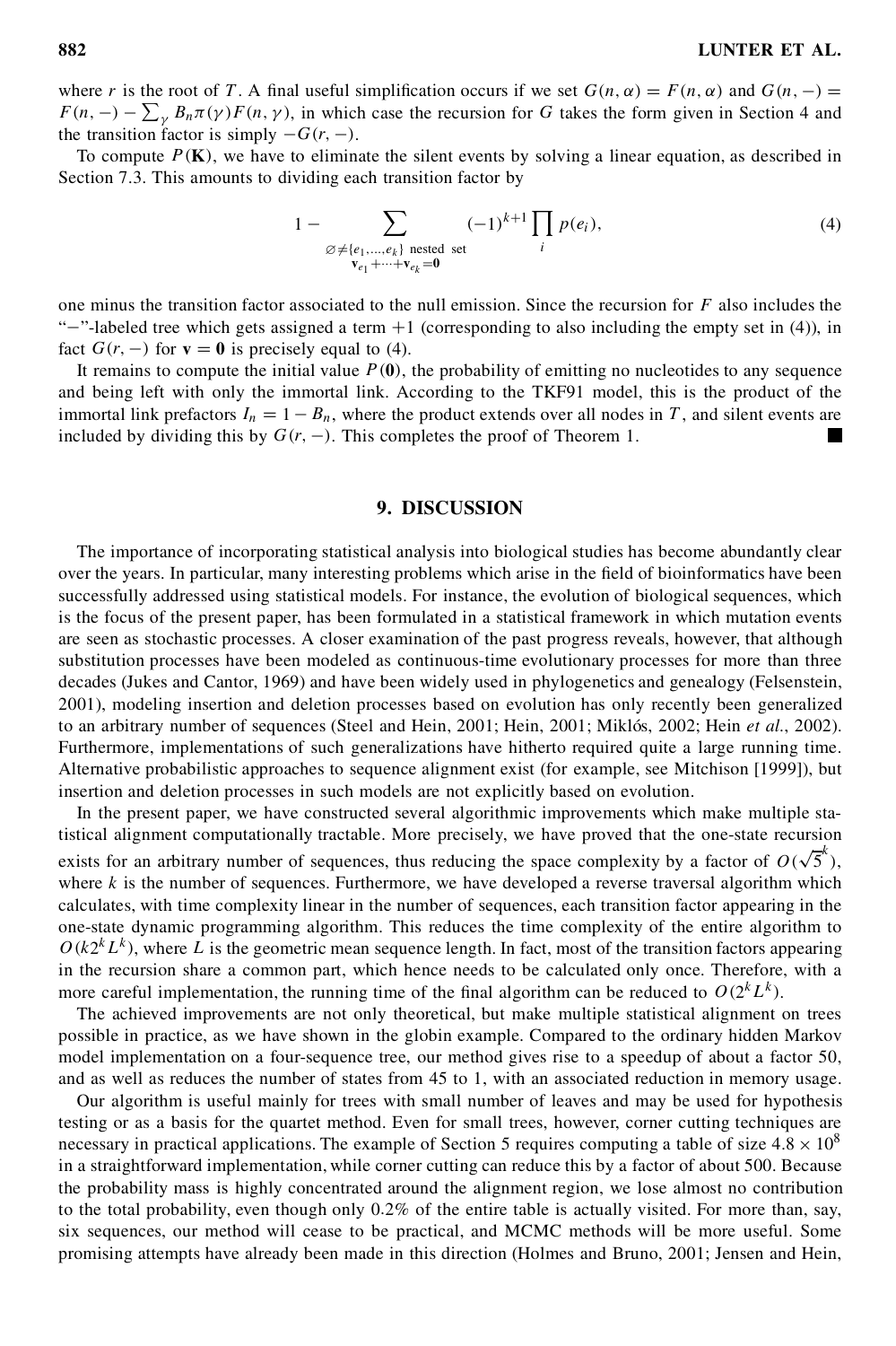where $r$ is the root of $T$. A final useful simplification occurs if we set $G(n, \alpha) = F(n, \alpha)$ and $G(n, -) = F(n, -) - \sum_\gamma B_n \pi(\gamma) F(n, \gamma)$, in which case the recursion for $G$ takes the form given in Section 4 and the transition factor is simply $-G(r, -)$.

To compute $P(\mathbf{K})$, we have to eliminate the silent events by solving a linear equation, as described in Section 7.3. This amounts to dividing each transition factor by

$$1 - \sum_{\substack{\varnothing \neq \{e_1, \ldots, e_k\} \text{ nested set} \\ \mathbf{v}_{e_1} + \cdots + \mathbf{v}_{e_k} = \mathbf{0}}} (-1)^{k+1} \prod_i p(e_i), \tag{4}$$

one minus the transition factor associated to the null emission. Since the recursion for $F$ also includes the "$-$"-labeled tree which gets assigned a term $+1$ (corresponding to also including the empty set in (4)), in fact $G(r, -)$ for $\mathbf{v} = \mathbf{0}$ is precisely equal to (4).

It remains to compute the initial value $P(\mathbf{0})$, the probability of emitting no nucleotides to any sequence and being left with only the immortal link. According to the TKF91 model, this is the product of the immortal link prefactors $I_n = 1 - B_n$, where the product extends over all nodes in $T$, and silent events are included by dividing this by $G(r, -)$. This completes the proof of Theorem 1. ■

## 9. DISCUSSION

The importance of incorporating statistical analysis into biological studies has become abundantly clear over the years. In particular, many interesting problems which arise in the field of bioinformatics have been successfully addressed using statistical models. For instance, the evolution of biological sequences, which is the focus of the present paper, has been formulated in a statistical framework in which mutation events are seen as stochastic processes. A closer examination of the past progress reveals, however, that although substitution processes have been modeled as continuous-time evolutionary processes for more than three decades (Jukes and Cantor, 1969) and have been widely used in phylogenetics and genealogy (Felsenstein, 2001), modeling insertion and deletion processes based on evolution has only recently been generalized to an arbitrary number of sequences (Steel and Hein, 2001; Hein, 2001; Miklós, 2002; Hein *et al.*, 2002). Furthermore, implementations of such generalizations have hitherto required quite a large running time. Alternative probabilistic approaches to sequence alignment exist (for example, see Mitchison [1999]), but insertion and deletion processes in such models are not explicitly based on evolution.

In the present paper, we have constructed several algorithmic improvements which make multiple statistical alignment computationally tractable. More precisely, we have proved that the one-state recursion exists for an arbitrary number of sequences, thus reducing the space complexity by a factor of $O(\sqrt{5}^k)$, where $k$ is the number of sequences. Furthermore, we have developed a reverse traversal algorithm which calculates, with time complexity linear in the number of sequences, each transition factor appearing in the one-state dynamic programming algorithm. This reduces the time complexity of the entire algorithm to $O(k 2^k L^k)$, where $L$ is the geometric mean sequence length. In fact, most of the transition factors appearing in the recursion share a common part, which hence needs to be calculated only once. Therefore, with a more careful implementation, the running time of the final algorithm can be reduced to $O(2^k L^k)$.

The achieved improvements are not only theoretical, but make multiple statistical alignment on trees possible in practice, as we have shown in the globin example. Compared to the ordinary hidden Markov model implementation on a four-sequence tree, our method gives rise to a speedup of about a factor 50, and as well as reduces the number of states from 45 to 1, with an associated reduction in memory usage.

Our algorithm is useful mainly for trees with small number of leaves and may be used for hypothesis testing or as a basis for the quartet method. Even for small trees, however, corner cutting techniques are necessary in practical applications. The example of Section 5 requires computing a table of size $4.8 \times 10^8$ in a straightforward implementation, while corner cutting can reduce this by a factor of about 500. Because the probability mass is highly concentrated around the alignment region, we lose almost no contribution to the total probability, even though only 0.2% of the entire table is actually visited. For more than, say, six sequences, our method will cease to be practical, and MCMC methods will be more useful. Some promising attempts have already been made in this direction (Holmes and Bruno, 2001; Jensen and Hein,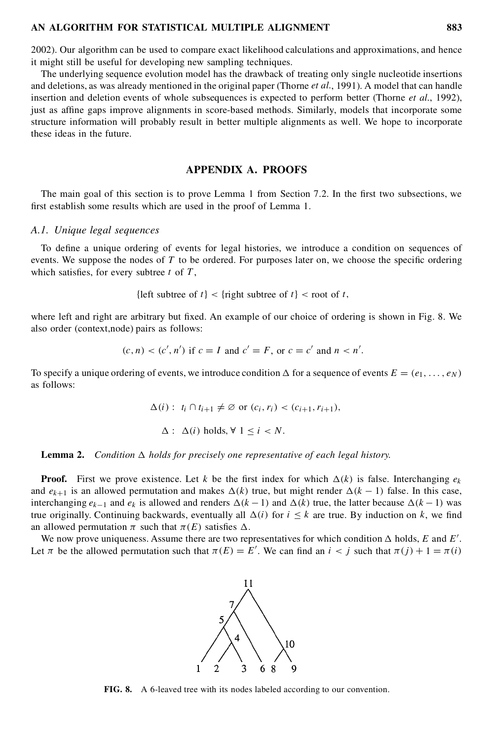2002). Our algorithm can be used to compare exact likelihood calculations and approximations, and hence it might still be useful for developing new sampling techniques.

The underlying sequence evolution model has the drawback of treating only single nucleotide insertions and deletions, as was already mentioned in the original paper (Thorne *et al.*, 1991). A model that can handle insertion and deletion events of whole subsequences is expected to perform better (Thorne *et al.*, 1992), just as affine gaps improve alignments in score-based methods. Similarly, models that incorporate some structure information will probably result in better multiple alignments as well. We hope to incorporate these ideas in the future.

## APPENDIX A. PROOFS

The main goal of this section is to prove Lemma 1 from Section 7.2. In the first two subsections, we first establish some results which are used in the proof of Lemma 1.

### A.1. Unique legal sequences

To define a unique ordering of events for legal histories, we introduce a condition on sequences of events. We suppose the nodes of $T$ to be ordered. For purposes later on, we choose the specific ordering which satisfies, for every subtree $t$ of $T$,

$$\{\text{left subtree of } t\} < \{\text{right subtree of } t\} < \text{root of } t,$$

where left and right are arbitrary but fixed. An example of our choice of ordering is shown in Fig. 8. We also order (context,node) pairs as follows:

$$(c, n) < (c', n') \text{ if } c = I \text{ and } c' = F, \text{ or } c = c' \text{ and } n < n'.$$

To specify a unique ordering of events, we introduce condition $\Delta$ for a sequence of events $E = (e_1, \ldots, e_N)$ as follows:

$$\Delta(i): \ t_i \cap t_{i+1} \neq \varnothing \text{ or } (c_i, r_i) < (c_{i+1}, r_{i+1}),$$

$$\Delta: \ \Delta(i) \text{ holds}, \forall\ 1 \leq i < N.$$

**Lemma 2.** *Condition $\Delta$ holds for precisely one representative of each legal history.*

**Proof.** First we prove existence. Let $k$ be the first index for which $\Delta(k)$ is false. Interchanging $e_k$ and $e_{k+1}$ is an allowed permutation and makes $\Delta(k)$ true, but might render $\Delta(k-1)$ false. In this case, interchanging $e_{k-1}$ and $e_k$ is allowed and renders $\Delta(k-1)$ and $\Delta(k)$ true, the latter because $\Delta(k-1)$ was true originally. Continuing backwards, eventually all $\Delta(i)$ for $i \leq k$ are true. By induction on $k$, we find an allowed permutation $\pi$ such that $\pi(E)$ satisfies $\Delta$.

We now prove uniqueness. Assume there are two representatives for which condition $\Delta$ holds, $E$ and $E'$. Let $\pi$ be the allowed permutation such that $\pi(E) = E'$. We can find an $i < j$ such that $\pi(j) + 1 = \pi(i)$

**FIG. 8.** A 6-leaved tree with its nodes labeled according to our convention.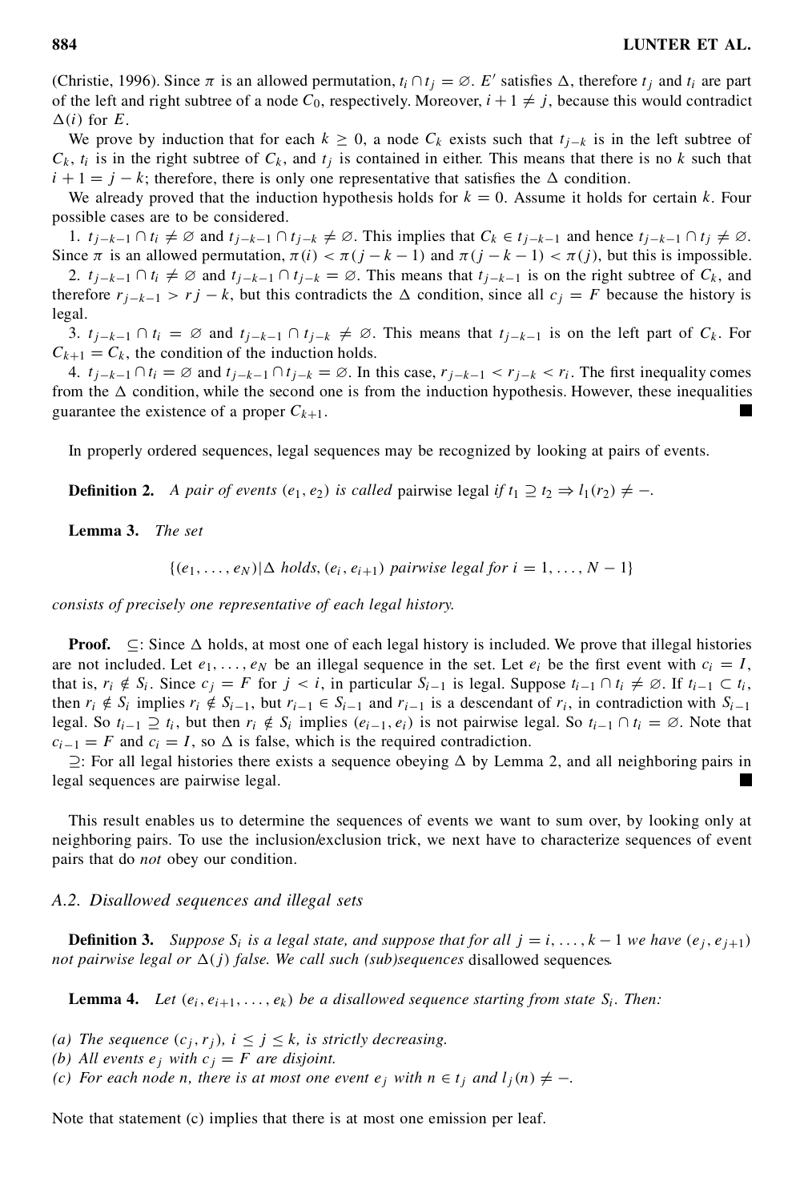(Christie, 1996). Since $\pi$ is an allowed permutation, $t_i \cap t_j = \varnothing$. $E'$ satisfies $\Delta$, therefore $t_j$ and $t_i$ are part of the left and right subtree of a node $C_0$, respectively. Moreover, $i+1 \neq j$, because this would contradict $\Delta(i)$ for $E$.

We prove by induction that for each $k \geq 0$, a node $C_k$ exists such that $t_{j-k}$ is in the left subtree of $C_k$, $t_i$ is in the right subtree of $C_k$, and $t_j$ is contained in either. This means that there is no $k$ such that $i+1 = j-k$; therefore, there is only one representative that satisfies the $\Delta$ condition.

We already proved that the induction hypothesis holds for $k = 0$. Assume it holds for certain $k$. Four possible cases are to be considered.

1. $t_{j-k-1} \cap t_i \neq \varnothing$ and $t_{j-k-1} \cap t_{j-k} \neq \varnothing$. This implies that $C_k \in t_{j-k-1}$ and hence $t_{j-k-1} \cap t_j \neq \varnothing$. Since $\pi$ is an allowed permutation, $\pi(i) < \pi(j-k-1)$ and $\pi(j-k-1) < \pi(j)$, but this is impossible.
2. $t_{j-k-1} \cap t_i \neq \varnothing$ and $t_{j-k-1} \cap t_{j-k} = \varnothing$. This means that $t_{j-k-1}$ is on the right subtree of $C_k$, and therefore $r_{j-k-1} > r j - k$, but this contradicts the $\Delta$ condition, since all $c_j = F$ because the history is legal.
3. $t_{j-k-1} \cap t_i = \varnothing$ and $t_{j-k-1} \cap t_{j-k} \neq \varnothing$. This means that $t_{j-k-1}$ is on the left part of $C_k$. For $C_{k+1} = C_k$, the condition of the induction holds.
4. $t_{j-k-1} \cap t_i = \varnothing$ and $t_{j-k-1} \cap t_{j-k} = \varnothing$. In this case, $r_{j-k-1} < r_{j-k} < r_i$. The first inequality comes from the $\Delta$ condition, while the second one is from the induction hypothesis. However, these inequalities guarantee the existence of a proper $C_{k+1}$. ∎

In properly ordered sequences, legal sequences may be recognized by looking at pairs of events.

**Definition 2.** *A pair of events $(e_1, e_2)$ is called* pairwise legal *if $t_1 \supseteq t_2 \Rightarrow l_1(r_2) \neq -$.*

**Lemma 3.** *The set*

$$\{(e_1, \ldots, e_N) | \Delta \text{ holds}, (e_i, e_{i+1}) \text{ pairwise legal for } i = 1, \ldots, N-1\}$$

*consists of precisely one representative of each legal history.*

**Proof.** $\subseteq$: Since $\Delta$ holds, at most one of each legal history is included. We prove that illegal histories are not included. Let $e_1, \ldots, e_N$ be an illegal sequence in the set. Let $e_i$ be the first event with $c_i = I$, that is, $r_i \notin S_i$. Since $c_j = F$ for $j < i$, in particular $S_{i-1}$ is legal. Suppose $t_{i-1} \cap t_i \neq \varnothing$. If $t_{i-1} \subset t_i$, then $r_i \notin S_i$ implies $r_i \notin S_{i-1}$, but $r_{i-1} \in S_{i-1}$ and $r_{i-1}$ is a descendant of $r_i$, in contradiction with $S_{i-1}$ legal. So $t_{i-1} \supseteq t_i$, but then $r_i \notin S_i$ implies $(e_{i-1}, e_i)$ is not pairwise legal. So $t_{i-1} \cap t_i = \varnothing$. Note that $c_{i-1} = F$ and $c_i = I$, so $\Delta$ is false, which is the required contradiction.

$\supseteq$: For all legal histories there exists a sequence obeying $\Delta$ by Lemma 2, and all neighboring pairs in legal sequences are pairwise legal. ∎

This result enables us to determine the sequences of events we want to sum over, by looking only at neighboring pairs. To use the inclusion/exclusion trick, we next have to characterize sequences of event pairs that do *not* obey our condition.

### A.2. Disallowed sequences and illegal sets

**Definition 3.** *Suppose $S_i$ is a legal state, and suppose that for all $j = i, \ldots, k-1$ we have $(e_j, e_{j+1})$ not pairwise legal or $\Delta(j)$ false. We call such (sub)sequences* disallowed sequences*.*

**Lemma 4.** *Let $(e_i, e_{i+1}, \ldots, e_k)$ be a disallowed sequence starting from state $S_i$. Then:*

*(a) The sequence $(c_j, r_j)$, $i \leq j \leq k$, is strictly decreasing.*
*(b) All events $e_j$ with $c_j = F$ are disjoint.*
*(c) For each node $n$, there is at most one event $e_j$ with $n \in t_j$ and $l_j(n) \neq -$.*

Note that statement (c) implies that there is at most one emission per leaf.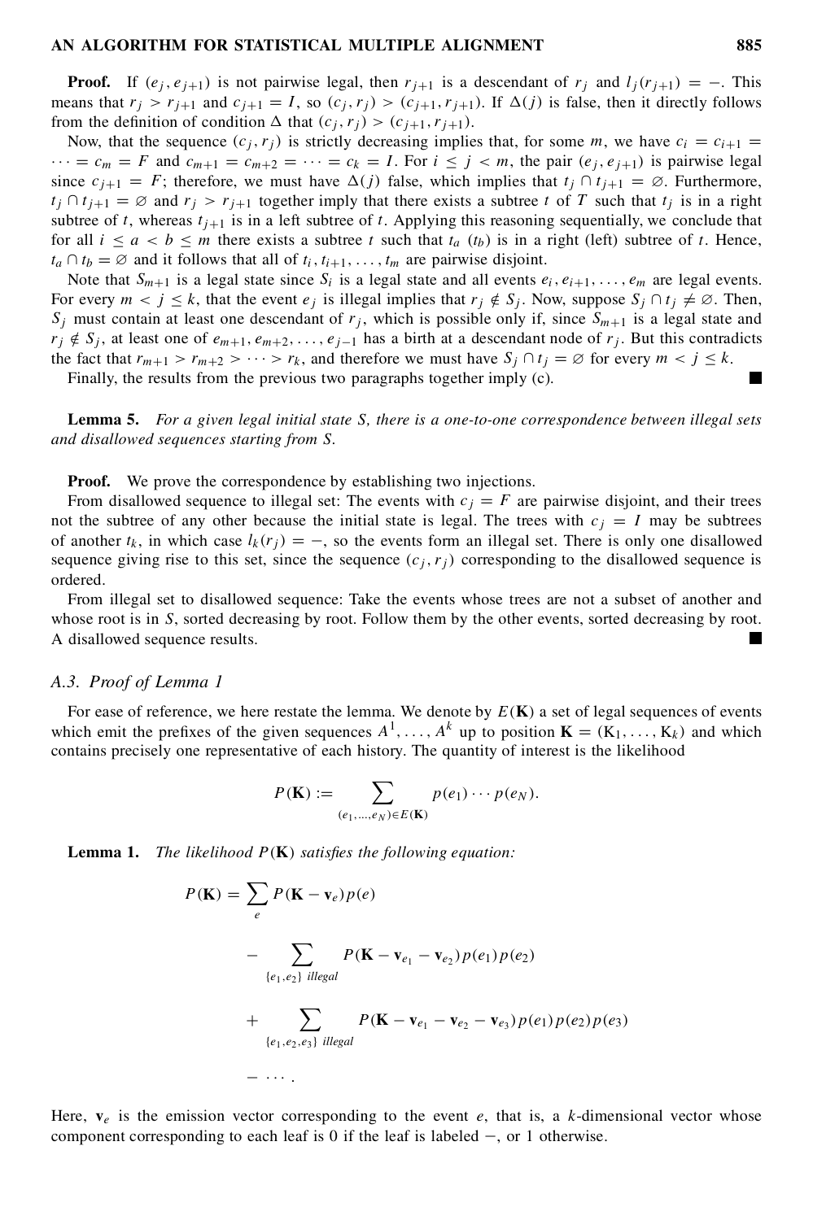**Proof.** If $(e_j, e_{j+1})$ is not pairwise legal, then $r_{j+1}$ is a descendant of $r_j$ and $l_j(r_{j+1}) = -$. This means that $r_j > r_{j+1}$ and $c_{j+1} = I$, so $(c_j, r_j) > (c_{j+1}, r_{j+1})$. If $\Delta(j)$ is false, then it directly follows from the definition of condition $\Delta$ that $(c_j, r_j) > (c_{j+1}, r_{j+1})$.

Now, that the sequence $(c_j, r_j)$ is strictly decreasing implies that, for some $m$, we have $c_i = c_{i+1} = \cdots = c_m = F$ and $c_{m+1} = c_{m+2} = \cdots = c_k = I$. For $i \leq j < m$, the pair $(e_j, e_{j+1})$ is pairwise legal since $c_{j+1} = F$; therefore, we must have $\Delta(j)$ false, which implies that $t_j \cap t_{j+1} = \varnothing$. Furthermore, $t_j \cap t_{j+1} = \varnothing$ and $r_j > r_{j+1}$ together imply that there exists a subtree $t$ of $T$ such that $t_j$ is in a right subtree of $t$, whereas $t_{j+1}$ is in a left subtree of $t$. Applying this reasoning sequentially, we conclude that for all $i \leq a < b \leq m$ there exists a subtree $t$ such that $t_a$ ($t_b$) is in a right (left) subtree of $t$. Hence, $t_a \cap t_b = \varnothing$ and it follows that all of $t_i, t_{i+1}, \ldots, t_m$ are pairwise disjoint.

Note that $S_{m+1}$ is a legal state since $S_i$ is a legal state and all events $e_i, e_{i+1}, \ldots, e_m$ are legal events. For every $m < j \leq k$, that the event $e_j$ is illegal implies that $r_j \notin S_j$. Now, suppose $S_j \cap t_j \neq \varnothing$. Then, $S_j$ must contain at least one descendant of $r_j$, which is possible only if, since $S_{m+1}$ is a legal state and $r_j \notin S_j$, at least one of $e_{m+1}, e_{m+2}, \ldots, e_{j-1}$ has a birth at a descendant node of $r_j$. But this contradicts the fact that $r_{m+1} > r_{m+2} > \cdots > r_k$, and therefore we must have $S_j \cap t_j = \varnothing$ for every $m < j \leq k$.

Finally, the results from the previous two paragraphs together imply (c). ■

**Lemma 5.** *For a given legal initial state S, there is a one-to-one correspondence between illegal sets and disallowed sequences starting from S.*

**Proof.** We prove the correspondence by establishing two injections.

From disallowed sequence to illegal set: The events with $c_j = F$ are pairwise disjoint, and their trees not the subtree of any other because the initial state is legal. The trees with $c_j = I$ may be subtrees of another $t_k$, in which case $l_k(r_j) = -$, so the events form an illegal set. There is only one disallowed sequence giving rise to this set, since the sequence $(c_j, r_j)$ corresponding to the disallowed sequence is ordered.

From illegal set to disallowed sequence: Take the events whose trees are not a subset of another and whose root is in $S$, sorted decreasing by root. Follow them by the other events, sorted decreasing by root. A disallowed sequence results. ■

### A.3. Proof of Lemma 1

For ease of reference, we here restate the lemma. We denote by $E(\mathbf{K})$ a set of legal sequences of events which emit the prefixes of the given sequences $A^1, \ldots, A^k$ up to position $\mathbf{K} = (\mathrm{K}_1, \ldots, \mathrm{K}_k)$ and which contains precisely one representative of each history. The quantity of interest is the likelihood

$$P(\mathbf{K}) := \sum_{(e_1,\ldots,e_N) \in E(\mathbf{K})} p(e_1) \cdots p(e_N).$$

**Lemma 1.** *The likelihood $P(\mathbf{K})$ satisfies the following equation:*

$$\begin{aligned}
P(\mathbf{K}) &= \sum_{e} P(\mathbf{K} - \mathbf{v}_e) p(e) \\
&\quad - \sum_{\{e_1, e_2\} \text{ illegal}} P(\mathbf{K} - \mathbf{v}_{e_1} - \mathbf{v}_{e_2}) p(e_1) p(e_2) \\
&\quad + \sum_{\{e_1, e_2, e_3\} \text{ illegal}} P(\mathbf{K} - \mathbf{v}_{e_1} - \mathbf{v}_{e_2} - \mathbf{v}_{e_3}) p(e_1) p(e_2) p(e_3) \\
&\quad - \cdots .
\end{aligned}$$

Here, $\mathbf{v}_e$ is the emission vector corresponding to the event $e$, that is, a $k$-dimensional vector whose component corresponding to each leaf is 0 if the leaf is labeled $-$, or 1 otherwise.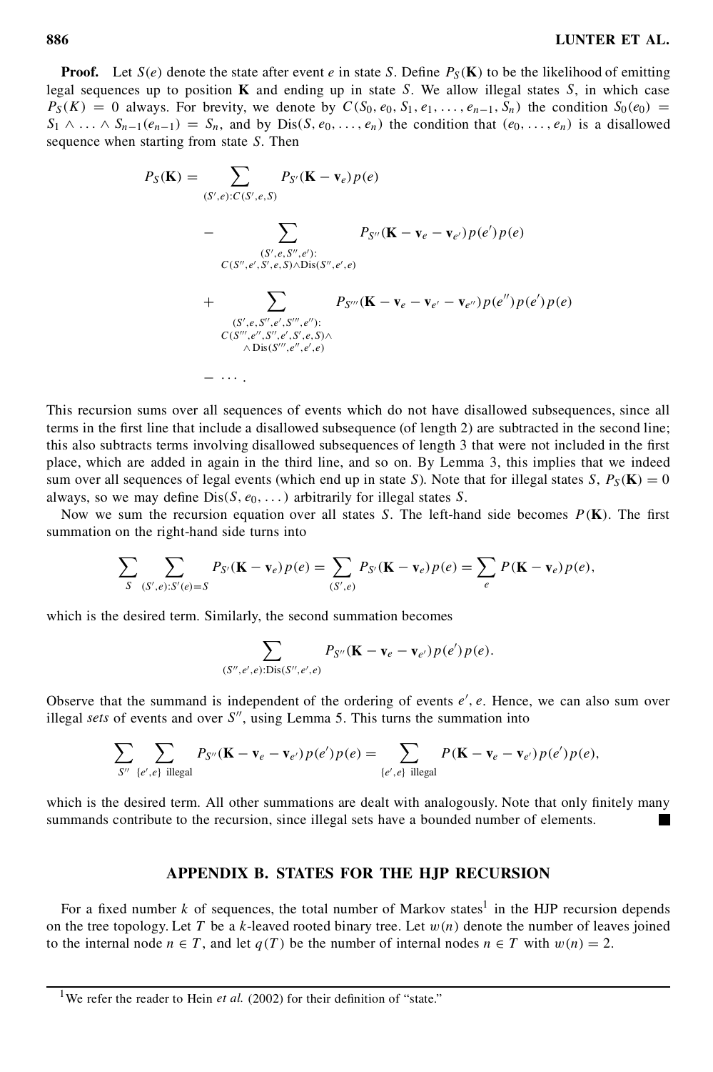**Proof.** Let $S(e)$ denote the state after event $e$ in state $S$. Define $P_S(\mathbf{K})$ to be the likelihood of emitting legal sequences up to position $\mathbf{K}$ and ending up in state $S$. We allow illegal states $S$, in which case $P_S(K) = 0$ always. For brevity, we denote by $C(S_0, e_0, S_1, e_1, \ldots, e_{n-1}, S_n)$ the condition $S_0(e_0) = S_1 \wedge \ldots \wedge S_{n-1}(e_{n-1}) = S_n$, and by $\text{Dis}(S, e_0, \ldots, e_n)$ the condition that $(e_0, \ldots, e_n)$ is a disallowed sequence when starting from state $S$. Then

$$
\begin{aligned}
P_S(\mathbf{K}) = & \sum_{(S',e):C(S',e,S)} P_{S'}(\mathbf{K} - \mathbf{v}_e)p(e) \\
& - \sum_{\substack{(S',e,S'',e'):\\ C(S'',e',S',e,S)\wedge\text{Dis}(S'',e',e)}} P_{S''}(\mathbf{K} - \mathbf{v}_e - \mathbf{v}_{e'})p(e')p(e) \\
& + \sum_{\substack{(S',e,S'',e',S''',e''):\\ C(S''',e'',S'',e',S',e,S)\wedge \\ \wedge\,\text{Dis}(S''',e'',e',e)}} P_{S'''}(\mathbf{K} - \mathbf{v}_e - \mathbf{v}_{e'} - \mathbf{v}_{e''})p(e'')p(e')p(e) \\
& - \cdots .
\end{aligned}
$$

This recursion sums over all sequences of events which do not have disallowed subsequences, since all terms in the first line that include a disallowed subsequence (of length 2) are subtracted in the second line; this also subtracts terms involving disallowed subsequences of length 3 that were not included in the first place, which are added in again in the third line, and so on. By Lemma 3, this implies that we indeed sum over all sequences of legal events (which end up in state $S$). Note that for illegal states $S$, $P_S(\mathbf{K}) = 0$ always, so we may define $\text{Dis}(S, e_0, \ldots)$ arbitrarily for illegal states $S$.

Now we sum the recursion equation over all states $S$. The left-hand side becomes $P(\mathbf{K})$. The first summation on the right-hand side turns into

$$
\sum_S \sum_{(S',e):S'(e)=S} P_{S'}(\mathbf{K} - \mathbf{v}_e)p(e) = \sum_{(S',e)} P_{S'}(\mathbf{K} - \mathbf{v}_e)p(e) = \sum_e P(\mathbf{K} - \mathbf{v}_e)p(e),
$$

which is the desired term. Similarly, the second summation becomes

$$
\sum_{(S'',e',e):\text{Dis}(S'',e',e)} P_{S''}(\mathbf{K} - \mathbf{v}_e - \mathbf{v}_{e'})p(e')p(e).
$$

Observe that the summand is independent of the ordering of events $e', e$. Hence, we can also sum over illegal *sets* of events and over $S''$, using Lemma 5. This turns the summation into

$$
\sum_{S''} \sum_{\{e',e\}\ \text{illegal}} P_{S''}(\mathbf{K} - \mathbf{v}_e - \mathbf{v}_{e'})p(e')p(e) = \sum_{\{e',e\}\ \text{illegal}} P(\mathbf{K} - \mathbf{v}_e - \mathbf{v}_{e'})p(e')p(e),
$$

which is the desired term. All other summations are dealt with analogously. Note that only finitely many summands contribute to the recursion, since illegal sets have a bounded number of elements. ∎

## APPENDIX B. STATES FOR THE HJP RECURSION

For a fixed number $k$ of sequences, the total number of Markov states[1] in the HJP recursion depends on the tree topology. Let $T$ be a $k$-leaved rooted binary tree. Let $w(n)$ denote the number of leaves joined to the internal node $n \in T$, and let $q(T)$ be the number of internal nodes $n \in T$ with $w(n) = 2$.

[1] We refer the reader to Hein *et al.* (2002) for their definition of "state."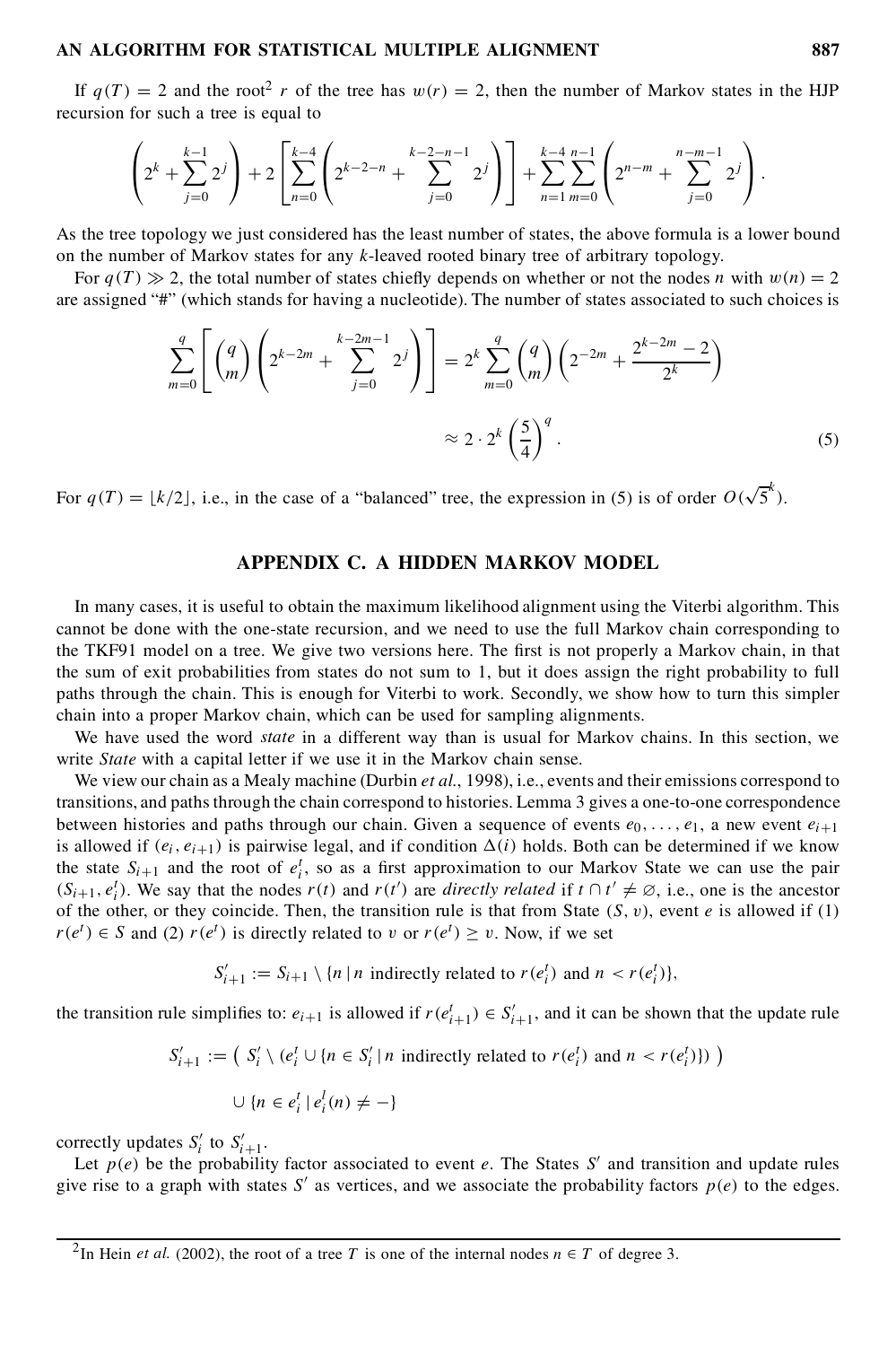If $q(T) = 2$ and the root[2] $r$ of the tree has $w(r) = 2$, then the number of Markov states in the HJP recursion for such a tree is equal to

$$\left(2^k + \sum_{j=0}^{k-1} 2^j\right) + 2\left[\sum_{n=0}^{k-4}\left(2^{k-2-n} + \sum_{j=0}^{k-2-n-1} 2^j\right)\right] + \sum_{n=1}^{k-4}\sum_{m=0}^{n-1}\left(2^{n-m} + \sum_{j=0}^{n-m-1} 2^j\right).$$

As the tree topology we just considered has the least number of states, the above formula is a lower bound on the number of Markov states for any $k$-leaved rooted binary tree of arbitrary topology.

For $q(T) \gg 2$, the total number of states chiefly depends on whether or not the nodes $n$ with $w(n) = 2$ are assigned "#" (which stands for having a nucleotide). The number of states associated to such choices is

$$\sum_{m=0}^{q}\left[\binom{q}{m}\left(2^{k-2m} + \sum_{j=0}^{k-2m-1} 2^j\right)\right] = 2^k \sum_{m=0}^{q}\binom{q}{m}\left(2^{-2m} + \frac{2^{k-2m} - 2}{2^k}\right)$$

$$\approx 2 \cdot 2^k \left(\frac{5}{4}\right)^q. \tag{5}$$

For $q(T) = \lfloor k/2 \rfloor$, i.e., in the case of a "balanced" tree, the expression in (5) is of order $O(\sqrt{5}^k)$.

## APPENDIX C. A HIDDEN MARKOV MODEL

In many cases, it is useful to obtain the maximum likelihood alignment using the Viterbi algorithm. This cannot be done with the one-state recursion, and we need to use the full Markov chain corresponding to the TKF91 model on a tree. We give two versions here. The first is not properly a Markov chain, in that the sum of exit probabilities from states do not sum to 1, but it does assign the right probability to full paths through the chain. This is enough for Viterbi to work. Secondly, we show how to turn this simpler chain into a proper Markov chain, which can be used for sampling alignments.

We have used the word *state* in a different way than is usual for Markov chains. In this section, we write *State* with a capital letter if we use it in the Markov chain sense.

We view our chain as a Mealy machine (Durbin *et al.*, 1998), i.e., events and their emissions correspond to transitions, and paths through the chain correspond to histories. Lemma 3 gives a one-to-one correspondence between histories and paths through our chain. Given a sequence of events $e_0, \ldots, e_1$, a new event $e_{i+1}$ is allowed if $(e_i, e_{i+1})$ is pairwise legal, and if condition $\Delta(i)$ holds. Both can be determined if we know the state $S_{i+1}$ and the root of $e_i^t$, so as a first approximation to our Markov State we can use the pair $(S_{i+1}, e_i^t)$. We say that the nodes $r(t)$ and $r(t')$ are *directly related* if $t \cap t' \neq \varnothing$, i.e., one is the ancestor of the other, or they coincide. Then, the transition rule is that from State $(S, v)$, event $e$ is allowed if (1) $r(e^t) \in S$ and (2) $r(e^t)$ is directly related to $v$ or $r(e^t) \geq v$. Now, if we set

$$S'_{i+1} := S_{i+1} \setminus \{n \mid n \text{ indirectly related to } r(e_i^t) \text{ and } n < r(e_i^t)\},$$

the transition rule simplifies to: $e_{i+1}$ is allowed if $r(e_{i+1}^t) \in S'_{i+1}$, and it can be shown that the update rule

$$S'_{i+1} := \left( S'_i \setminus (e_i^t \cup \{n \in S'_i \mid n \text{ indirectly related to } r(e_i^t) \text{ and } n < r(e_i^t)\}) \right)$$

$$\cup \{n \in e_i^t \mid e_i^l(n) \neq -\}$$

correctly updates $S'_i$ to $S'_{i+1}$.

Let $p(e)$ be the probability factor associated to event $e$. The States $S'$ and transition and update rules give rise to a graph with states $S'$ as vertices, and we associate the probability factors $p(e)$ to the edges.

[2] In Hein *et al.* (2002), the root of a tree $T$ is one of the internal nodes $n \in T$ of degree 3.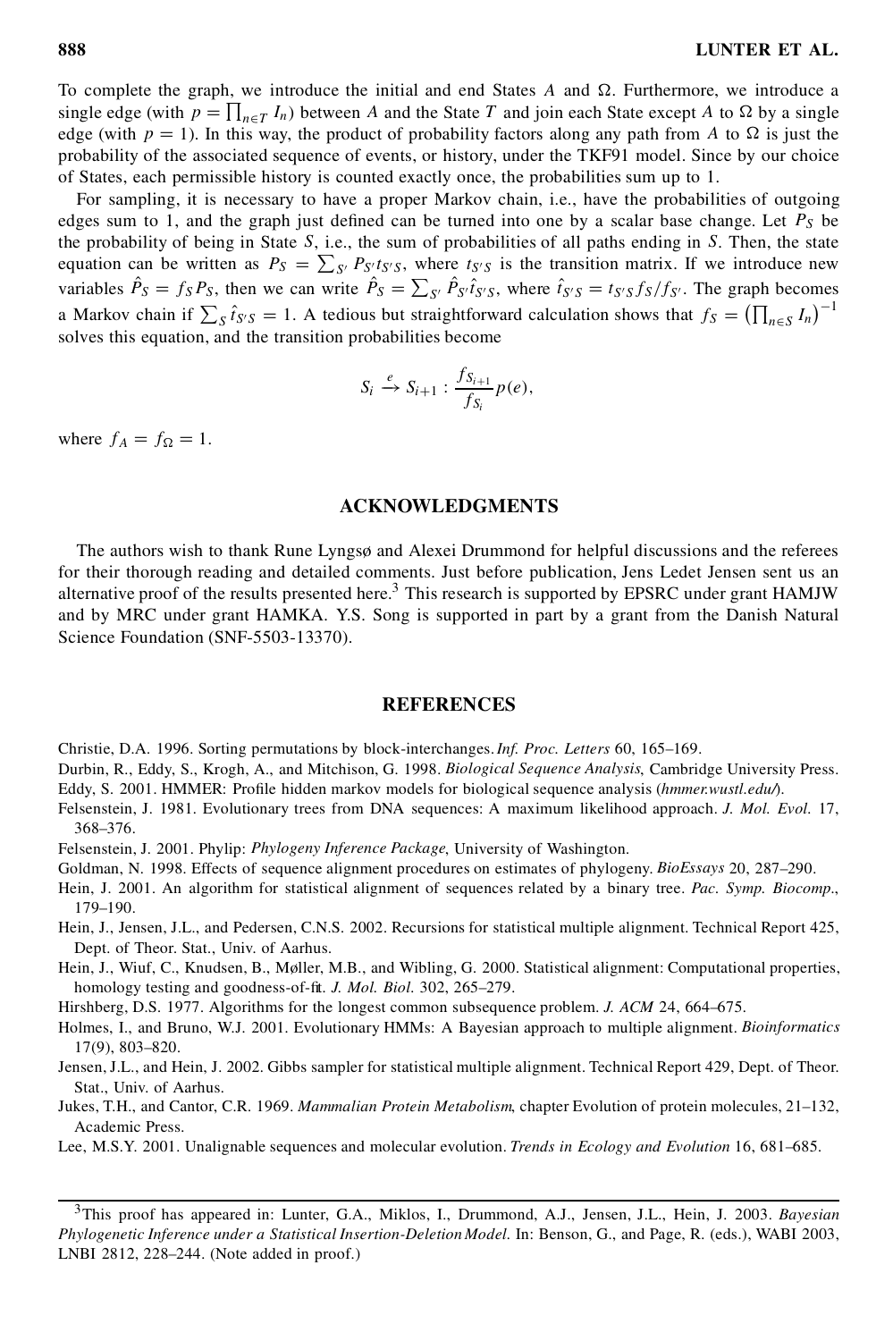To complete the graph, we introduce the initial and end States $A$ and $\Omega$. Furthermore, we introduce a single edge (with $p = \prod_{n \in T} I_n$) between $A$ and the State $T$ and join each State except $A$ to $\Omega$ by a single edge (with $p = 1$). In this way, the product of probability factors along any path from $A$ to $\Omega$ is just the probability of the associated sequence of events, or history, under the TKF91 model. Since by our choice of States, each permissible history is counted exactly once, the probabilities sum up to 1.

For sampling, it is necessary to have a proper Markov chain, i.e., have the probabilities of outgoing edges sum to 1, and the graph just defined can be turned into one by a scalar base change. Let $P_S$ be the probability of being in State $S$, i.e., the sum of probabilities of all paths ending in $S$. Then, the state equation can be written as $P_S = \sum_{S'} P_{S'} t_{S'S}$, where $t_{S'S}$ is the transition matrix. If we introduce new variables $\hat{P}_S = f_S P_S$, then we can write $\hat{P}_S = \sum_{S'} \hat{P}_{S'} \hat{t}_{S'S}$, where $\hat{t}_{S'S} = t_{S'S} f_S / f_{S'}$. The graph becomes a Markov chain if $\sum_S \hat{t}_{S'S} = 1$. A tedious but straightforward calculation shows that $f_S = \left(\prod_{n \in S} I_n\right)^{-1}$ solves this equation, and the transition probabilities become

$$S_i \xrightarrow{e} S_{i+1} : \frac{f_{S_{i+1}}}{f_{S_i}} p(e),$$

where $f_A = f_\Omega = 1$.

## ACKNOWLEDGMENTS

The authors wish to thank Rune Lyngsø and Alexei Drummond for helpful discussions and the referees for their thorough reading and detailed comments. Just before publication, Jens Ledet Jensen sent us an alternative proof of the results presented here.[3] This research is supported by EPSRC under grant HAMJW and by MRC under grant HAMKA. Y.S. Song is supported in part by a grant from the Danish Natural Science Foundation (SNF-5503-13370).

## REFERENCES

Christie, D.A. 1996. Sorting permutations by block-interchanges. *Inf. Proc. Letters* 60, 165–169.

Durbin, R., Eddy, S., Krogh, A., and Mitchison, G. 1998. *Biological Sequence Analysis*, Cambridge University Press.

Eddy, S. 2001. HMMER: Profile hidden markov models for biological sequence analysis (*hmmer.wustl.edu/*).

Felsenstein, J. 1981. Evolutionary trees from DNA sequences: A maximum likelihood approach. *J. Mol. Evol.* 17, 368–376.

Felsenstein, J. 2001. Phylip: *Phylogeny Inference Package*, University of Washington.

Goldman, N. 1998. Effects of sequence alignment procedures on estimates of phylogeny. *BioEssays* 20, 287–290.

Hein, J. 2001. An algorithm for statistical alignment of sequences related by a binary tree. *Pac. Symp. Biocomp.*, 179–190.

Hein, J., Jensen, J.L., and Pedersen, C.N.S. 2002. Recursions for statistical multiple alignment. Technical Report 425, Dept. of Theor. Stat., Univ. of Aarhus.

Hein, J., Wiuf, C., Knudsen, B., Møller, M.B., and Wibling, G. 2000. Statistical alignment: Computational properties, homology testing and goodness-of-fit. *J. Mol. Biol.* 302, 265–279.

Hirshberg, D.S. 1977. Algorithms for the longest common subsequence problem. *J. ACM* 24, 664–675.

Holmes, I., and Bruno, W.J. 2001. Evolutionary HMMs: A Bayesian approach to multiple alignment. *Bioinformatics* 17(9), 803–820.

Jensen, J.L., and Hein, J. 2002. Gibbs sampler for statistical multiple alignment. Technical Report 429, Dept. of Theor. Stat., Univ. of Aarhus.

Jukes, T.H., and Cantor, C.R. 1969. *Mammalian Protein Metabolism*, chapter Evolution of protein molecules, 21–132, Academic Press.

Lee, M.S.Y. 2001. Unalignable sequences and molecular evolution. *Trends in Ecology and Evolution* 16, 681–685.

---

[3] This proof has appeared in: Lunter, G.A., Miklos, I., Drummond, A.J., Jensen, J.L., Hein, J. 2003. *Bayesian Phylogenetic Inference under a Statistical Insertion-Deletion Model*. In: Benson, G., and Page, R. (eds.), WABI 2003, LNBI 2812, 228–244. (Note added in proof.)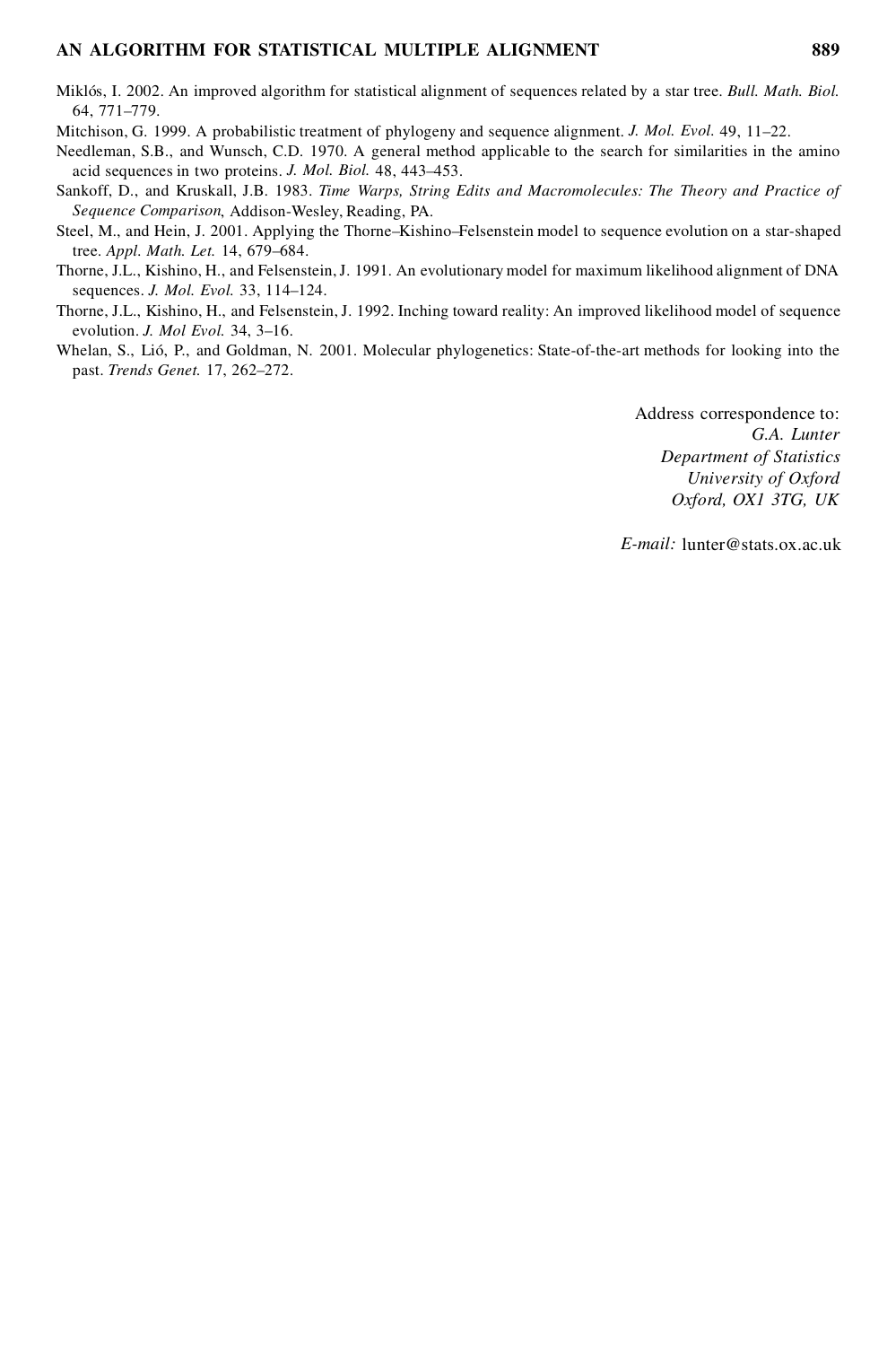Miklós, I. 2002. An improved algorithm for statistical alignment of sequences related by a star tree. *Bull. Math. Biol.* 64, 771–779.

Mitchison, G. 1999. A probabilistic treatment of phylogeny and sequence alignment. *J. Mol. Evol.* 49, 11–22.

Needleman, S.B., and Wunsch, C.D. 1970. A general method applicable to the search for similarities in the amino acid sequences in two proteins. *J. Mol. Biol.* 48, 443–453.

Sankoff, D., and Kruskall, J.B. 1983. *Time Warps, String Edits and Macromolecules: The Theory and Practice of Sequence Comparison*, Addison-Wesley, Reading, PA.

Steel, M., and Hein, J. 2001. Applying the Thorne–Kishino–Felsenstein model to sequence evolution on a star-shaped tree. *Appl. Math. Let.* 14, 679–684.

Thorne, J.L., Kishino, H., and Felsenstein, J. 1991. An evolutionary model for maximum likelihood alignment of DNA sequences. *J. Mol. Evol.* 33, 114–124.

Thorne, J.L., Kishino, H., and Felsenstein, J. 1992. Inching toward reality: An improved likelihood model of sequence evolution. *J. Mol Evol.* 34, 3–16.

Whelan, S., Lió, P., and Goldman, N. 2001. Molecular phylogenetics: State-of-the-art methods for looking into the past. *Trends Genet.* 17, 262–272.

Address correspondence to:
*G.A. Lunter*
*Department of Statistics*
*University of Oxford*
*Oxford, OX1 3TG, UK*

*E-mail:* lunter@stats.ox.ac.uk